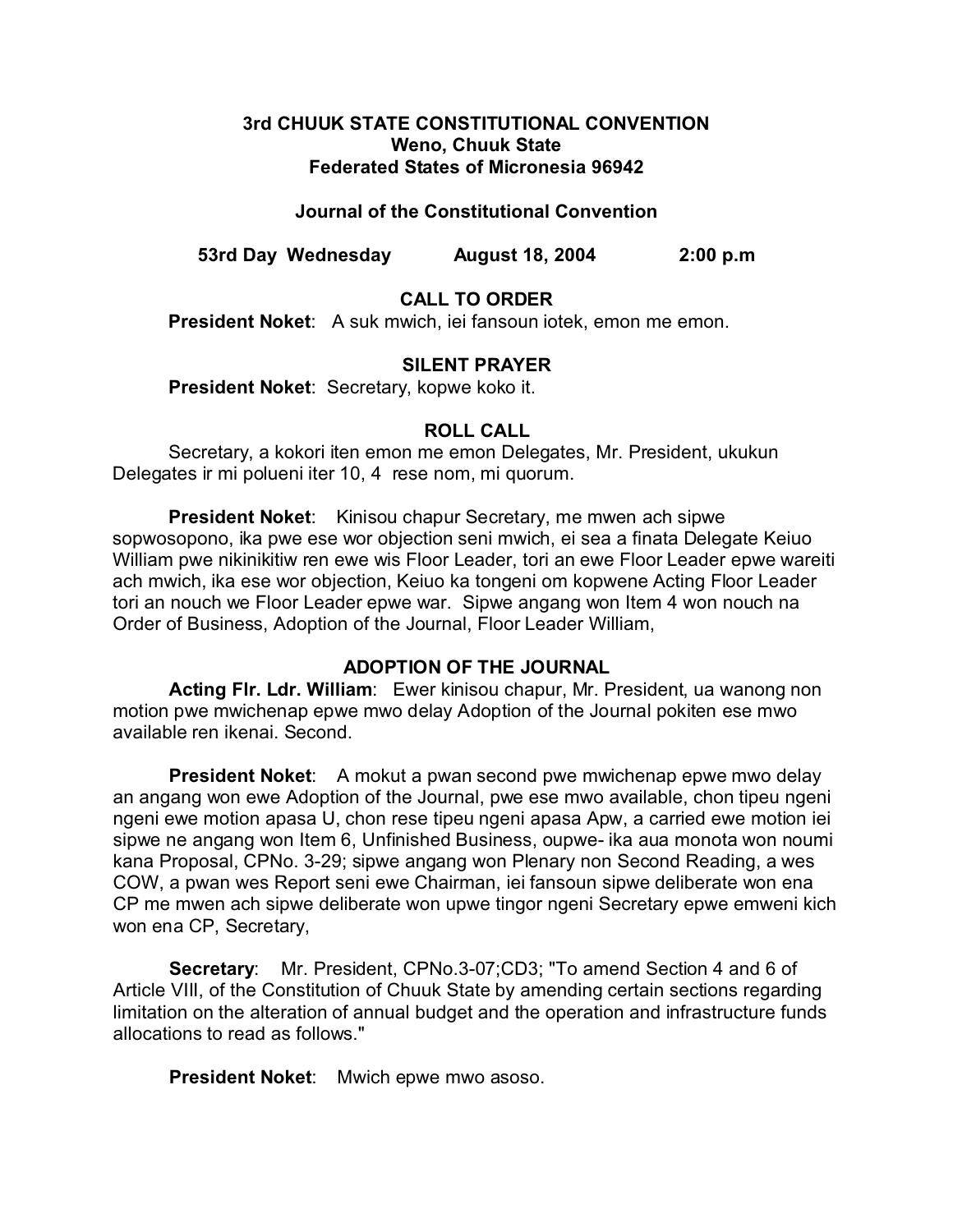**3rd CHUUK STATE CONSTITUTIONAL CONVENTION**
**Weno, Chuuk State**
**Federated States of Micronesia 96942**

**Journal of the Constitutional Convention**

**53rd Day Wednesday August 18, 2004 2:00 p.m**

## CALL TO ORDER

**President Noket**: A suk mwich, iei fansoun iotek, emon me emon.

## SILENT PRAYER

**President Noket**: Secretary, kopwe koko it.

## ROLL CALL

Secretary, a kokori iten emon me emon Delegates, Mr. President, ukukun Delegates ir mi polueni iter 10, 4 rese nom, mi quorum.

**President Noket**: Kinisou chapur Secretary, me mwen ach sipwe sopwosopono, ika pwe ese wor objection seni mwich, ei sea a finata Delegate Keiuo William pwe nikinikitiw ren ewe wis Floor Leader, tori an ewe Floor Leader epwe wareiti ach mwich, ika ese wor objection, Keiuo ka tongeni om kopwene Acting Floor Leader tori an nouch we Floor Leader epwe war. Sipwe angang won Item 4 won nouch na Order of Business, Adoption of the Journal, Floor Leader William,

## ADOPTION OF THE JOURNAL

**Acting Flr. Ldr. William**: Ewer kinisou chapur, Mr. President, ua wanong non motion pwe mwichenap epwe mwo delay Adoption of the Journal pokiten ese mwo available ren ikenai. Second.

**President Noket**: A mokut a pwan second pwe mwichenap epwe mwo delay an angang won ewe Adoption of the Journal, pwe ese mwo available, chon tipeu ngeni ngeni ewe motion apasa U, chon rese tipeu ngeni apasa Apw, a carried ewe motion iei sipwe ne angang won Item 6, Unfinished Business, oupwe- ika aua monota won noumi kana Proposal, CPNo. 3-29; sipwe angang won Plenary non Second Reading, a wes COW, a pwan wes Report seni ewe Chairman, iei fansoun sipwe deliberate won ena CP me mwen ach sipwe deliberate won upwe tingor ngeni Secretary epwe emweni kich won ena CP, Secretary,

**Secretary**: Mr. President, CPNo.3-07;CD3; "To amend Section 4 and 6 of Article VIII, of the Constitution of Chuuk State by amending certain sections regarding limitation on the alteration of annual budget and the operation and infrastructure funds allocations to read as follows."

**President Noket**: Mwich epwe mwo asoso.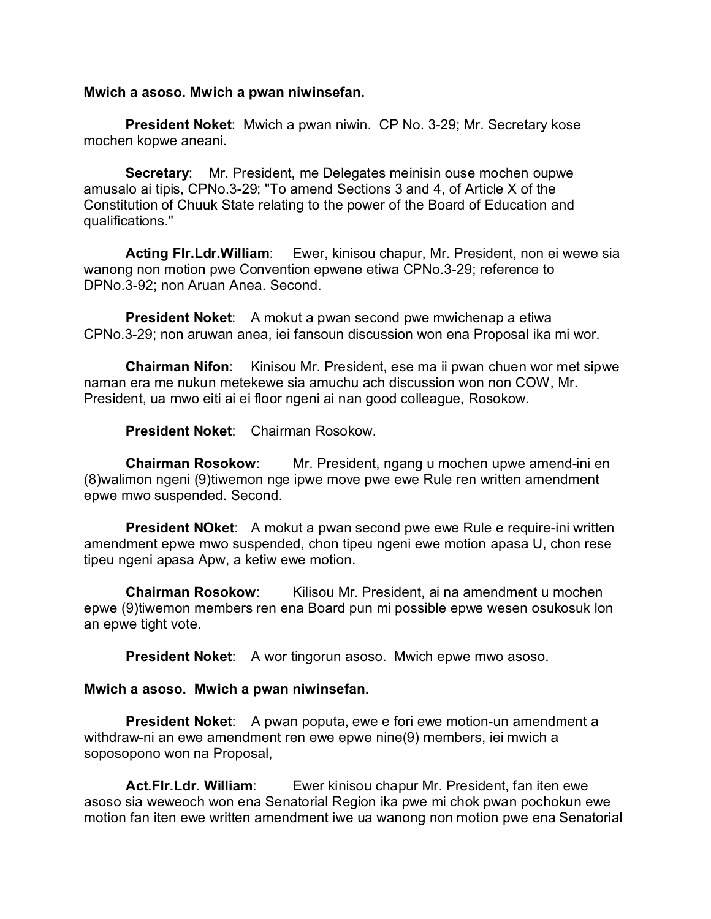**Mwich a asoso. Mwich a pwan niwinsefan.**

**President Noket**: Mwich a pwan niwin. CP No. 3-29; Mr. Secretary kose mochen kopwe aneani.

**Secretary**: Mr. President, me Delegates meinisin ouse mochen oupwe amusalo ai tipis, CPNo.3-29; "To amend Sections 3 and 4, of Article X of the Constitution of Chuuk State relating to the power of the Board of Education and qualifications."

**Acting Flr.Ldr.William**: Ewer, kinisou chapur, Mr. President, non ei wewe sia wanong non motion pwe Convention epwene etiwa CPNo.3-29; reference to DPNo.3-92; non Aruan Anea. Second.

**President Noket**: A mokut a pwan second pwe mwichenap a etiwa CPNo.3-29; non aruwan anea, iei fansoun discussion won ena Proposal ika mi wor.

**Chairman Nifon**: Kinisou Mr. President, ese ma ii pwan chuen wor met sipwe naman era me nukun metekewe sia amuchu ach discussion won non COW, Mr. President, ua mwo eiti ai ei floor ngeni ai nan good colleague, Rosokow.

**President Noket**: Chairman Rosokow.

**Chairman Rosokow**: Mr. President, ngang u mochen upwe amend-ini en (8)walimon ngeni (9)tiwemon nge ipwe move pwe ewe Rule ren written amendment epwe mwo suspended. Second.

**President NOket**: A mokut a pwan second pwe ewe Rule e require-ini written amendment epwe mwo suspended, chon tipeu ngeni ewe motion apasa U, chon rese tipeu ngeni apasa Apw, a ketiw ewe motion.

**Chairman Rosokow**: Kilisou Mr. President, ai na amendment u mochen epwe (9)tiwemon members ren ena Board pun mi possible epwe wesen osukosuk lon an epwe tight vote.

**President Noket**: A wor tingorun asoso. Mwich epwe mwo asoso.

**Mwich a asoso. Mwich a pwan niwinsefan.**

**President Noket**: A pwan poputa, ewe e fori ewe motion-un amendment a withdraw-ni an ewe amendment ren ewe epwe nine(9) members, iei mwich a soposopono won na Proposal,

**Act.Flr.Ldr. William**: Ewer kinisou chapur Mr. President, fan iten ewe asoso sia weweoch won ena Senatorial Region ika pwe mi chok pwan pochokun ewe motion fan iten ewe written amendment iwe ua wanong non motion pwe ena Senatorial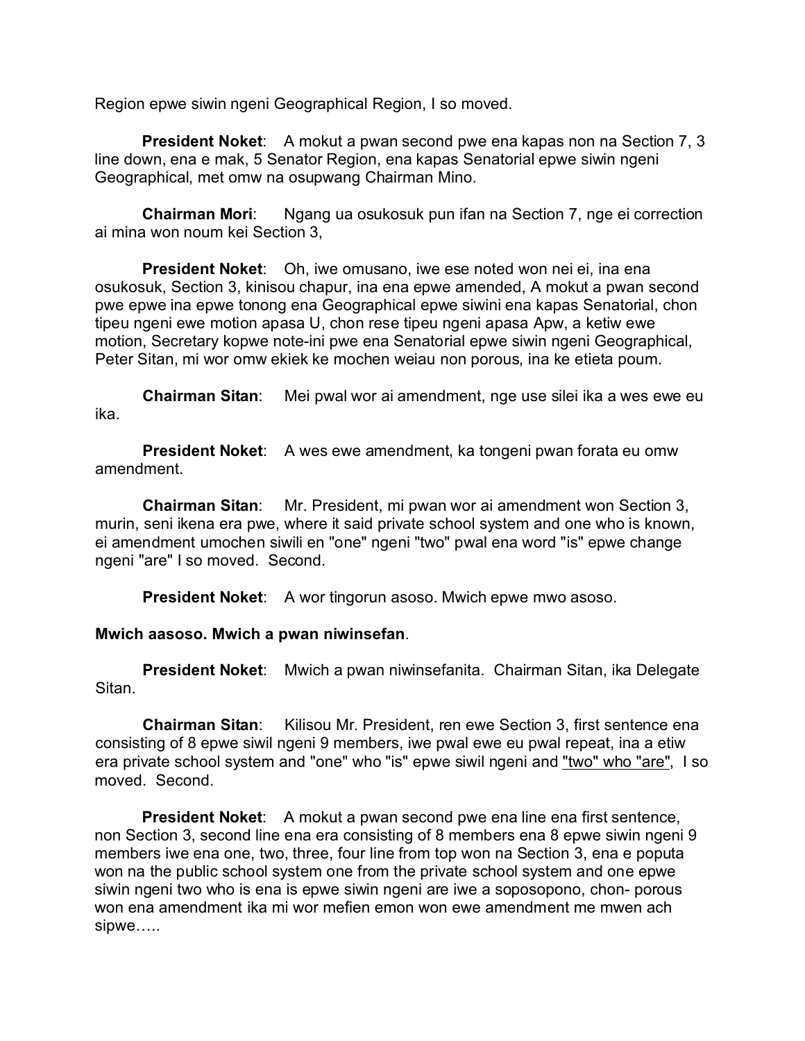Region epwe siwin ngeni Geographical Region, I so moved.

**President Noket**: A mokut a pwan second pwe ena kapas non na Section 7, 3 line down, ena e mak, 5 Senator Region, ena kapas Senatorial epwe siwin ngeni Geographical, met omw na osupwang Chairman Mino.

**Chairman Mori**: Ngang ua osukosuk pun ifan na Section 7, nge ei correction ai mina won noum kei Section 3,

**President Noket**: Oh, iwe omusano, iwe ese noted won nei ei, ina ena osukosuk, Section 3, kinisou chapur, ina ena epwe amended, A mokut a pwan second pwe epwe ina epwe tonong ena Geographical epwe siwini ena kapas Senatorial, chon tipeu ngeni ewe motion apasa U, chon rese tipeu ngeni apasa Apw, a ketiw ewe motion, Secretary kopwe note-ini pwe ena Senatorial epwe siwin ngeni Geographical, Peter Sitan, mi wor omw ekiek ke mochen weiau non porous, ina ke etieta poum.

**Chairman Sitan**: Mei pwal wor ai amendment, nge use silei ika a wes ewe eu ika.

**President Noket**: A wes ewe amendment, ka tongeni pwan forata eu omw amendment.

**Chairman Sitan**: Mr. President, mi pwan wor ai amendment won Section 3, murin, seni ikena era pwe, where it said private school system and one who is known, ei amendment umochen siwili en "one" ngeni "two" pwal ena word "is" epwe change ngeni "are" I so moved. Second.

**President Noket**: A wor tingorun asoso. Mwich epwe mwo asoso.

**Mwich aasoso. Mwich a pwan niwinsefan**.

**President Noket**: Mwich a pwan niwinsefanita. Chairman Sitan, ika Delegate Sitan.

**Chairman Sitan**: Kilisou Mr. President, ren ewe Section 3, first sentence ena consisting of 8 epwe siwil ngeni 9 members, iwe pwal ewe eu pwal repeat, ina a etiw era private school system and "one" who "is" epwe siwil ngeni and <u>"two" who "are"</u>, I so moved. Second.

**President Noket**: A mokut a pwan second pwe ena line ena first sentence, non Section 3, second line ena era consisting of 8 members ena 8 epwe siwin ngeni 9 members iwe ena one, two, three, four line from top won na Section 3, ena e poputa won na the public school system one from the private school system and one epwe siwin ngeni two who is ena is epwe siwin ngeni are iwe a soposopono, chon- porous won ena amendment ika mi wor mefien emon won ewe amendment me mwen ach sipwe…..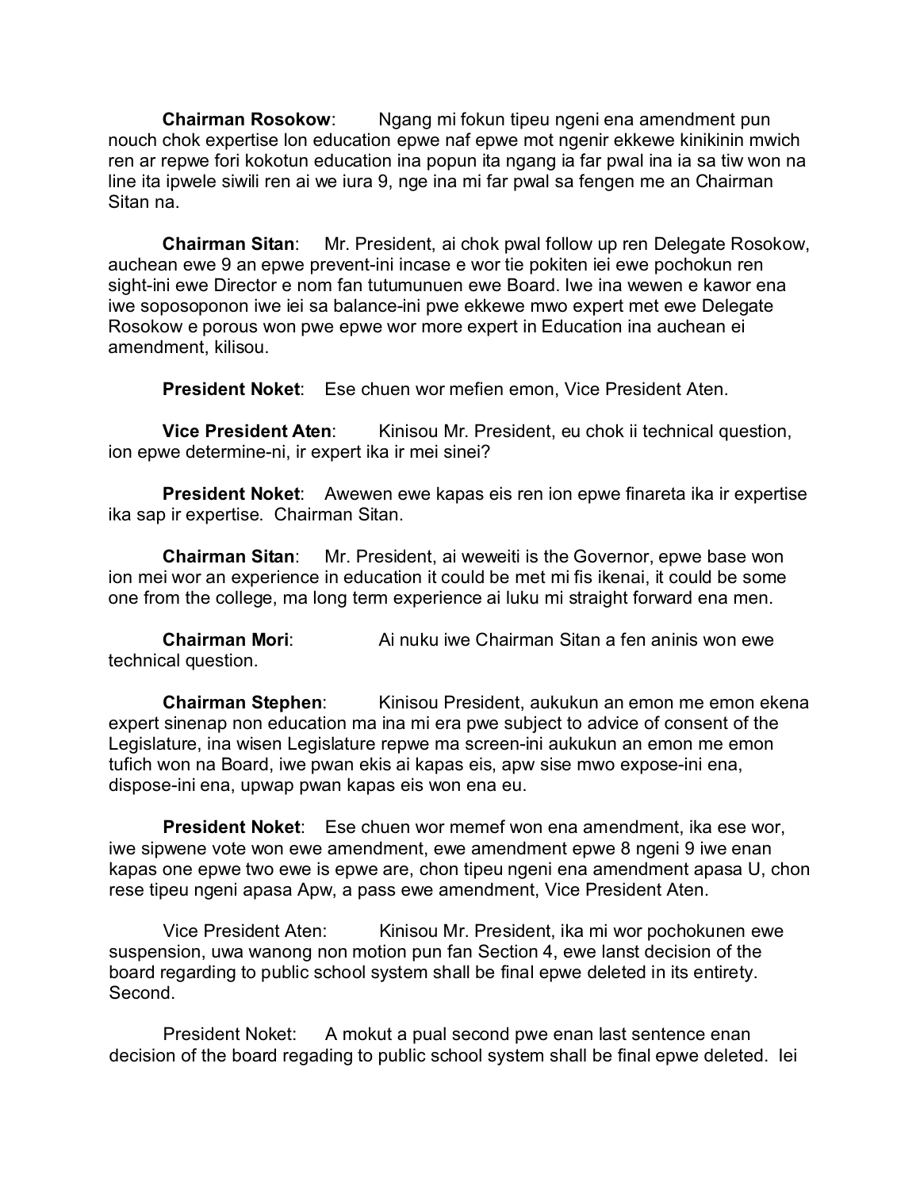**Chairman Rosokow**: Ngang mi fokun tipeu ngeni ena amendment pun nouch chok expertise lon education epwe naf epwe mot ngenir ekkewe kinikinin mwich ren ar repwe fori kokotun education ina popun ita ngang ia far pwal ina ia sa tiw won na line ita ipwele siwili ren ai we iura 9, nge ina mi far pwal sa fengen me an Chairman Sitan na.

**Chairman Sitan**: Mr. President, ai chok pwal follow up ren Delegate Rosokow, auchean ewe 9 an epwe prevent-ini incase e wor tie pokiten iei ewe pochokun ren sight-ini ewe Director e nom fan tutumunuen ewe Board. Iwe ina wewen e kawor ena iwe soposoponon iwe iei sa balance-ini pwe ekkewe mwo expert met ewe Delegate Rosokow e porous won pwe epwe wor more expert in Education ina auchean ei amendment, kilisou.

**President Noket**: Ese chuen wor mefien emon, Vice President Aten.

**Vice President Aten**: Kinisou Mr. President, eu chok ii technical question, ion epwe determine-ni, ir expert ika ir mei sinei?

**President Noket**: Awewen ewe kapas eis ren ion epwe finareta ika ir expertise ika sap ir expertise. Chairman Sitan.

**Chairman Sitan**: Mr. President, ai weweiti is the Governor, epwe base won ion mei wor an experience in education it could be met mi fis ikenai, it could be some one from the college, ma long term experience ai luku mi straight forward ena men.

**Chairman Mori**: Ai nuku iwe Chairman Sitan a fen aninis won ewe technical question.

**Chairman Stephen**: Kinisou President, aukukun an emon me emon ekena expert sinenap non education ma ina mi era pwe subject to advice of consent of the Legislature, ina wisen Legislature repwe ma screen-ini aukukun an emon me emon tufich won na Board, iwe pwan ekis ai kapas eis, apw sise mwo expose-ini ena, dispose-ini ena, upwap pwan kapas eis won ena eu.

**President Noket**: Ese chuen wor memef won ena amendment, ika ese wor, iwe sipwene vote won ewe amendment, ewe amendment epwe 8 ngeni 9 iwe enan kapas one epwe two ewe is epwe are, chon tipeu ngeni ena amendment apasa U, chon rese tipeu ngeni apasa Apw, a pass ewe amendment, Vice President Aten.

Vice President Aten: Kinisou Mr. President, ika mi wor pochokunen ewe suspension, uwa wanong non motion pun fan Section 4, ewe lanst decision of the board regarding to public school system shall be final epwe deleted in its entirety. Second.

President Noket: A mokut a pual second pwe enan last sentence enan decision of the board regading to public school system shall be final epwe deleted. Iei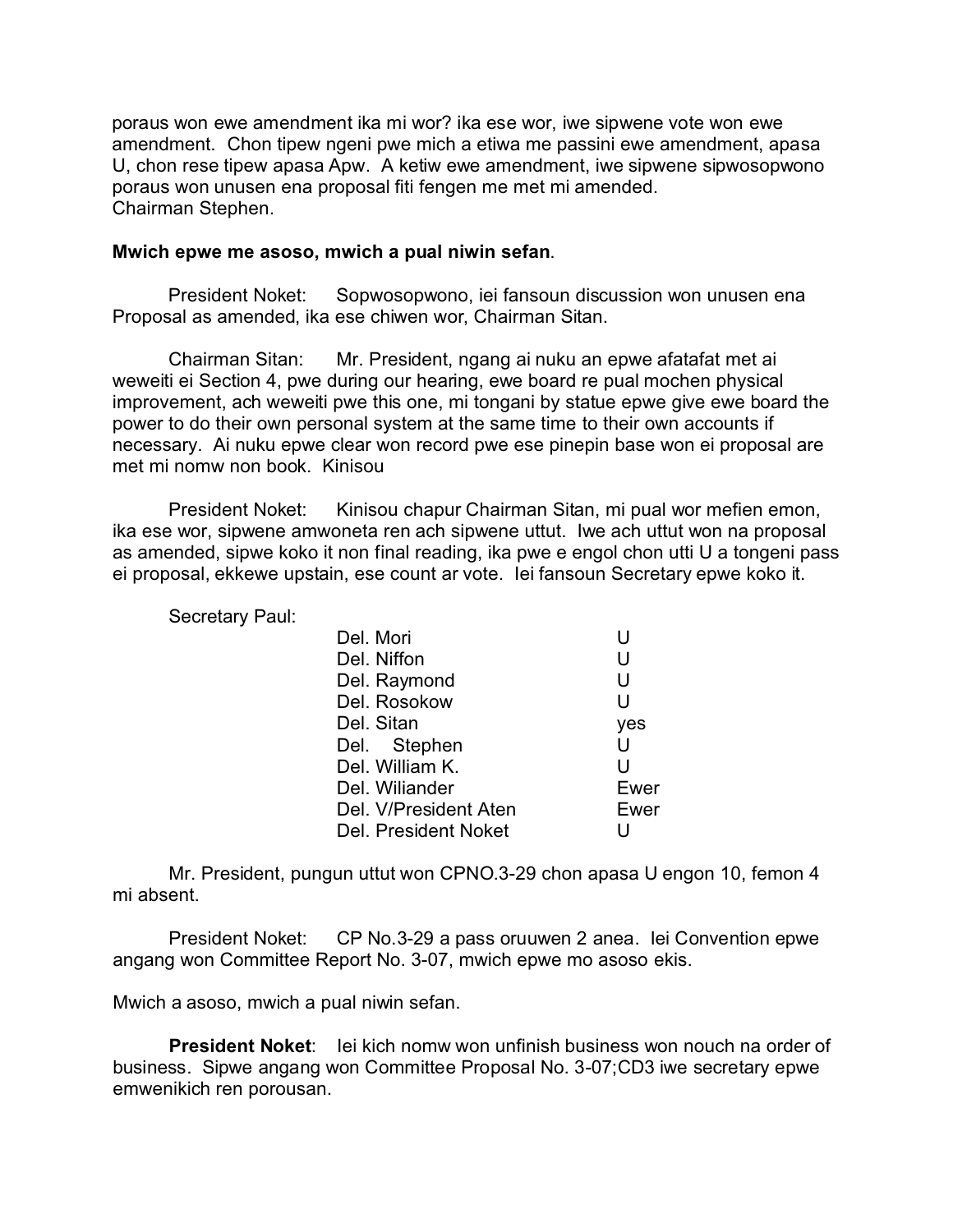poraus won ewe amendment ika mi wor? ika ese wor, iwe sipwene vote won ewe amendment. Chon tipew ngeni pwe mich a etiwa me passini ewe amendment, apasa U, chon rese tipew apasa Apw. A ketiw ewe amendment, iwe sipwene sipwosopwono poraus won unusen ena proposal fiti fengen me met mi amended.
Chairman Stephen.

**Mwich epwe me asoso, mwich a pual niwin sefan**.

President Noket: Sopwosopwono, iei fansoun discussion won unusen ena Proposal as amended, ika ese chiwen wor, Chairman Sitan.

Chairman Sitan: Mr. President, ngang ai nuku an epwe afatafat met ai weweiti ei Section 4, pwe during our hearing, ewe board re pual mochen physical improvement, ach weweiti pwe this one, mi tongani by statue epwe give ewe board the power to do their own personal system at the same time to their own accounts if necessary. Ai nuku epwe clear won record pwe ese pinepin base won ei proposal are met mi nomw non book. Kinisou

President Noket: Kinisou chapur Chairman Sitan, mi pual wor mefien emon, ika ese wor, sipwene amwoneta ren ach sipwene uttut. Iwe ach uttut won na proposal as amended, sipwe koko it non final reading, ika pwe e engol chon utti U a tongeni pass ei proposal, ekkewe upstain, ese count ar vote. Iei fansoun Secretary epwe koko it.

Secretary Paul:

| | |
|---|---|
| Del. Mori | U |
| Del. Niffon | U |
| Del. Raymond | U |
| Del. Rosokow | U |
| Del. Sitan | yes |
| Del. Stephen | U |
| Del. William K. | U |
| Del. Wiliander | Ewer |
| Del. V/President Aten | Ewer |
| Del. President Noket | U |

Mr. President, pungun uttut won CPNO.3-29 chon apasa U engon 10, femon 4 mi absent.

President Noket: CP No.3-29 a pass oruuwen 2 anea. Iei Convention epwe angang won Committee Report No. 3-07, mwich epwe mo asoso ekis.

Mwich a asoso, mwich a pual niwin sefan.

**President Noket**: Iei kich nomw won unfinish business won nouch na order of business. Sipwe angang won Committee Proposal No. 3-07;CD3 iwe secretary epwe emwenikich ren porousan.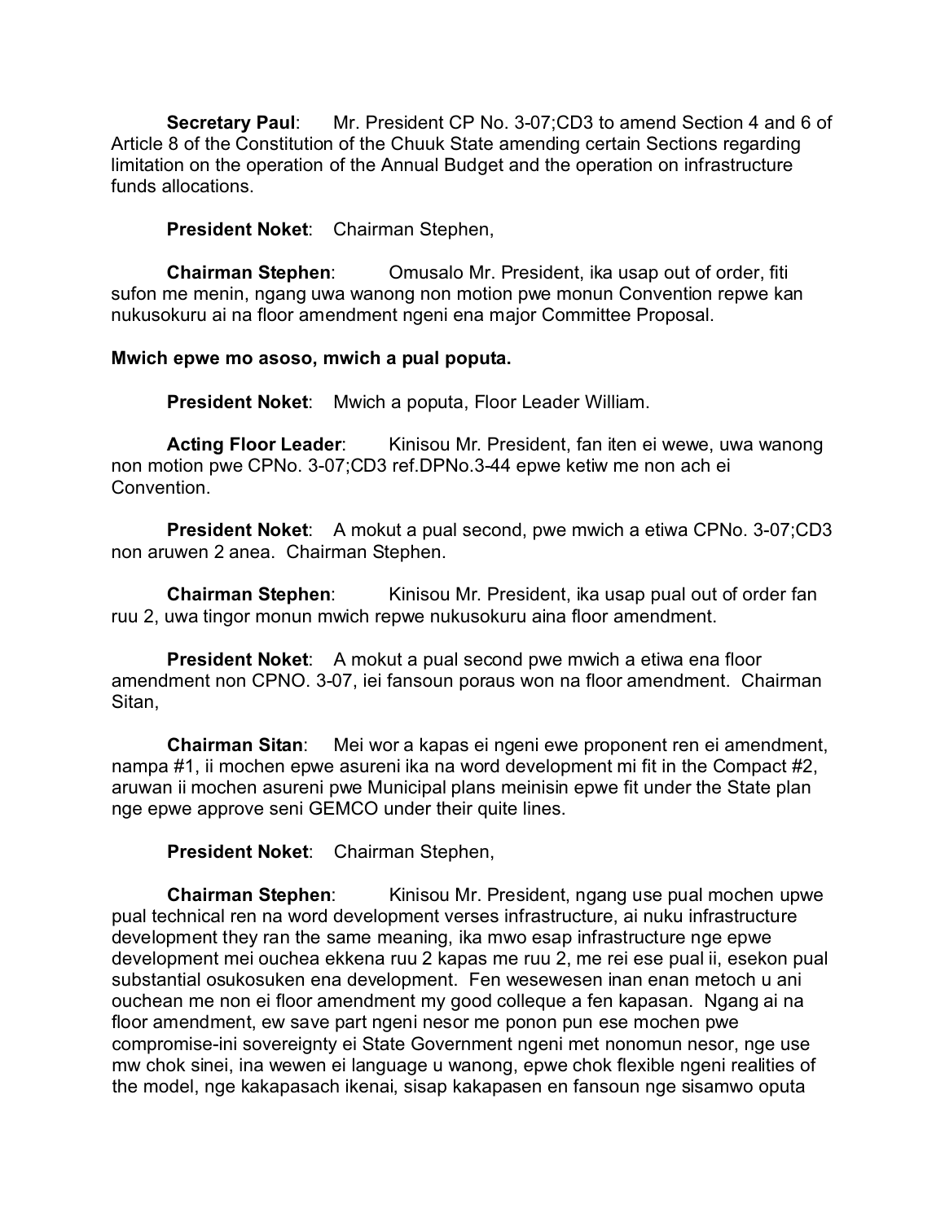**Secretary Paul**: Mr. President CP No. 3-07;CD3 to amend Section 4 and 6 of Article 8 of the Constitution of the Chuuk State amending certain Sections regarding limitation on the operation of the Annual Budget and the operation on infrastructure funds allocations.

**President Noket**: Chairman Stephen,

**Chairman Stephen**: Omusalo Mr. President, ika usap out of order, fiti sufon me menin, ngang uwa wanong non motion pwe monun Convention repwe kan nukusokuru ai na floor amendment ngeni ena major Committee Proposal.

**Mwich epwe mo asoso, mwich a pual poputa.**

**President Noket**: Mwich a poputa, Floor Leader William.

**Acting Floor Leader**: Kinisou Mr. President, fan iten ei wewe, uwa wanong non motion pwe CPNo. 3-07;CD3 ref.DPNo.3-44 epwe ketiw me non ach ei Convention.

**President Noket**: A mokut a pual second, pwe mwich a etiwa CPNo. 3-07;CD3 non aruwen 2 anea. Chairman Stephen.

**Chairman Stephen**: Kinisou Mr. President, ika usap pual out of order fan ruu 2, uwa tingor monun mwich repwe nukusokuru aina floor amendment.

**President Noket**: A mokut a pual second pwe mwich a etiwa ena floor amendment non CPNO. 3-07, iei fansoun poraus won na floor amendment. Chairman Sitan,

**Chairman Sitan**: Mei wor a kapas ei ngeni ewe proponent ren ei amendment, nampa #1, ii mochen epwe asureni ika na word development mi fit in the Compact #2, aruwan ii mochen asureni pwe Municipal plans meinisin epwe fit under the State plan nge epwe approve seni GEMCO under their quite lines.

**President Noket**: Chairman Stephen,

**Chairman Stephen**: Kinisou Mr. President, ngang use pual mochen upwe pual technical ren na word development verses infrastructure, ai nuku infrastructure development they ran the same meaning, ika mwo esap infrastructure nge epwe development mei ouchea ekkena ruu 2 kapas me ruu 2, me rei ese pual ii, esekon pual substantial osukosuken ena development. Fen wesewesen inan enan metoch u ani ouchean me non ei floor amendment my good colleque a fen kapasan. Ngang ai na floor amendment, ew save part ngeni nesor me ponon pun ese mochen pwe compromise-ini sovereignty ei State Government ngeni met nonomun nesor, nge use mw chok sinei, ina wewen ei language u wanong, epwe chok flexible ngeni realities of the model, nge kakapasach ikenai, sisap kakapasen en fansoun nge sisamwo oputa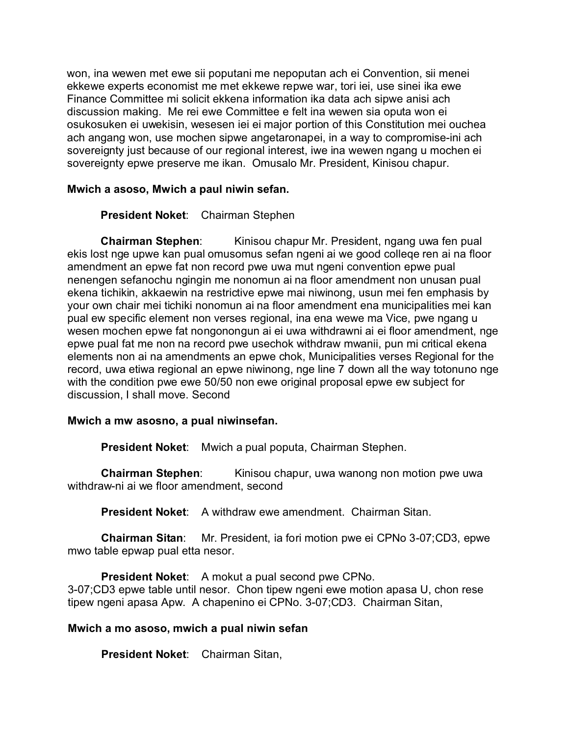won, ina wewen met ewe sii poputani me nepoputan ach ei Convention, sii menei ekkewe experts economist me met ekkewe repwe war, tori iei, use sinei ika ewe Finance Committee mi solicit ekkena information ika data ach sipwe anisi ach discussion making. Me rei ewe Committee e felt ina wewen sia oputa won ei osukosuken ei uwekisin, wesesen iei ei major portion of this Constitution mei ouchea ach angang won, use mochen sipwe angetaronapei, in a way to compromise-ini ach sovereignty just because of our regional interest, iwe ina wewen ngang u mochen ei sovereignty epwe preserve me ikan. Omusalo Mr. President, Kinisou chapur.

**Mwich a asoso, Mwich a paul niwin sefan.**

**President Noket**: Chairman Stephen

**Chairman Stephen**: Kinisou chapur Mr. President, ngang uwa fen pual ekis lost nge upwe kan pual omusomus sefan ngeni ai we good colleqe ren ai na floor amendment an epwe fat non record pwe uwa mut ngeni convention epwe pual nenengen sefanochu ngingin me nonomun ai na floor amendment non unusan pual ekena tichikin, akkaewin na restrictive epwe mai niwinong, usun mei fen emphasis by your own chair mei tichiki nonomun ai na floor amendment ena municipalities mei kan pual ew specific element non verses regional, ina ena wewe ma Vice, pwe ngang u wesen mochen epwe fat nongonongun ai ei uwa withdrawni ai ei floor amendment, nge epwe pual fat me non na record pwe usechok withdraw mwanii, pun mi critical ekena elements non ai na amendments an epwe chok, Municipalities verses Regional for the record, uwa etiwa regional an epwe niwinong, nge line 7 down all the way totonuno nge with the condition pwe ewe 50/50 non ewe original proposal epwe ew subject for discussion, I shall move. Second

**Mwich a mw asosno, a pual niwinsefan.**

**President Noket**: Mwich a pual poputa, Chairman Stephen.

**Chairman Stephen**: Kinisou chapur, uwa wanong non motion pwe uwa withdraw-ni ai we floor amendment, second

**President Noket**: A withdraw ewe amendment. Chairman Sitan.

**Chairman Sitan**: Mr. President, ia fori motion pwe ei CPNo 3-07;CD3, epwe mwo table epwap pual etta nesor.

**President Noket**: A mokut a pual second pwe CPNo. 3-07;CD3 epwe table until nesor. Chon tipew ngeni ewe motion apasa U, chon rese tipew ngeni apasa Apw. A chapenino ei CPNo. 3-07;CD3. Chairman Sitan,

**Mwich a mo asoso, mwich a pual niwin sefan**

**President Noket**: Chairman Sitan,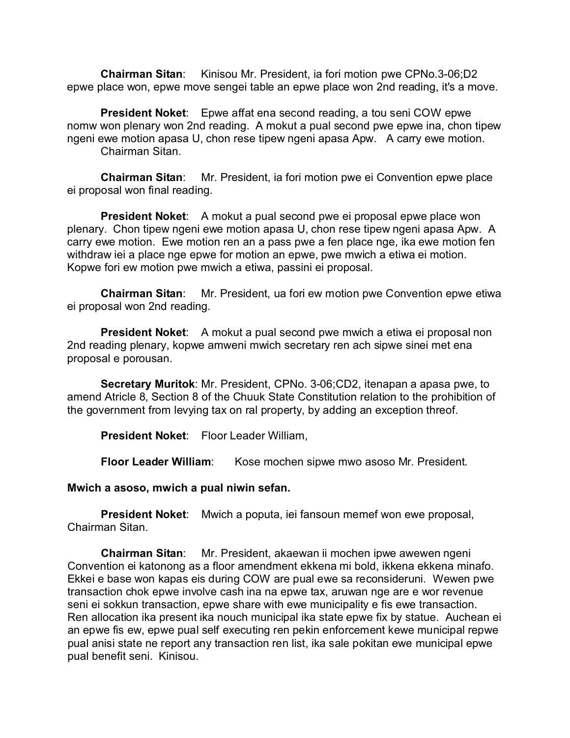**Chairman Sitan**: Kinisou Mr. President, ia fori motion pwe CPNo.3-06;D2 epwe place won, epwe move sengei table an epwe place won 2nd reading, it's a move.

**President Noket**: Epwe affat ena second reading, a tou seni COW epwe nomw won plenary won 2nd reading. A mokut a pual second pwe epwe ina, chon tipew ngeni ewe motion apasa U, chon rese tipew ngeni apasa Apw. A carry ewe motion. Chairman Sitan.

**Chairman Sitan**: Mr. President, ia fori motion pwe ei Convention epwe place ei proposal won final reading.

**President Noket**: A mokut a pual second pwe ei proposal epwe place won plenary. Chon tipew ngeni ewe motion apasa U, chon rese tipew ngeni apasa Apw. A carry ewe motion. Ewe motion ren an a pass pwe a fen place nge, ika ewe motion fen withdraw iei a place nge epwe for motion an epwe, pwe mwich a etiwa ei motion. Kopwe fori ew motion pwe mwich a etiwa, passini ei proposal.

**Chairman Sitan**: Mr. President, ua fori ew motion pwe Convention epwe etiwa ei proposal won 2nd reading.

**President Noket**: A mokut a pual second pwe mwich a etiwa ei proposal non 2nd reading plenary, kopwe amweni mwich secretary ren ach sipwe sinei met ena proposal e porousan.

**Secretary Muritok**: Mr. President, CPNo. 3-06;CD2, itenapan a apasa pwe, to amend Atricle 8, Section 8 of the Chuuk State Constitution relation to the prohibition of the government from levying tax on ral property, by adding an exception threof.

**President Noket**: Floor Leader William,

**Floor Leader William**: Kose mochen sipwe mwo asoso Mr. President.

**Mwich a asoso, mwich a pual niwin sefan.**

**President Noket**: Mwich a poputa, iei fansoun memef won ewe proposal, Chairman Sitan.

**Chairman Sitan**: Mr. President, akaewan ii mochen ipwe awewen ngeni Convention ei katonong as a floor amendment ekkena mi bold, ikkena ekkena minafo. Ekkei e base won kapas eis during COW are pual ewe sa reconsideruni. Wewen pwe transaction chok epwe involve cash ina na epwe tax, aruwan nge are e wor revenue seni ei sokkun transaction, epwe share with ewe municipality e fis ewe transaction. Ren allocation ika present ika nouch municipal ika state epwe fix by statue. Auchean ei an epwe fis ew, epwe pual self executing ren pekin enforcement kewe municipal repwe pual anisi state ne report any transaction ren list, ika sale pokitan ewe municipal epwe pual benefit seni. Kinisou.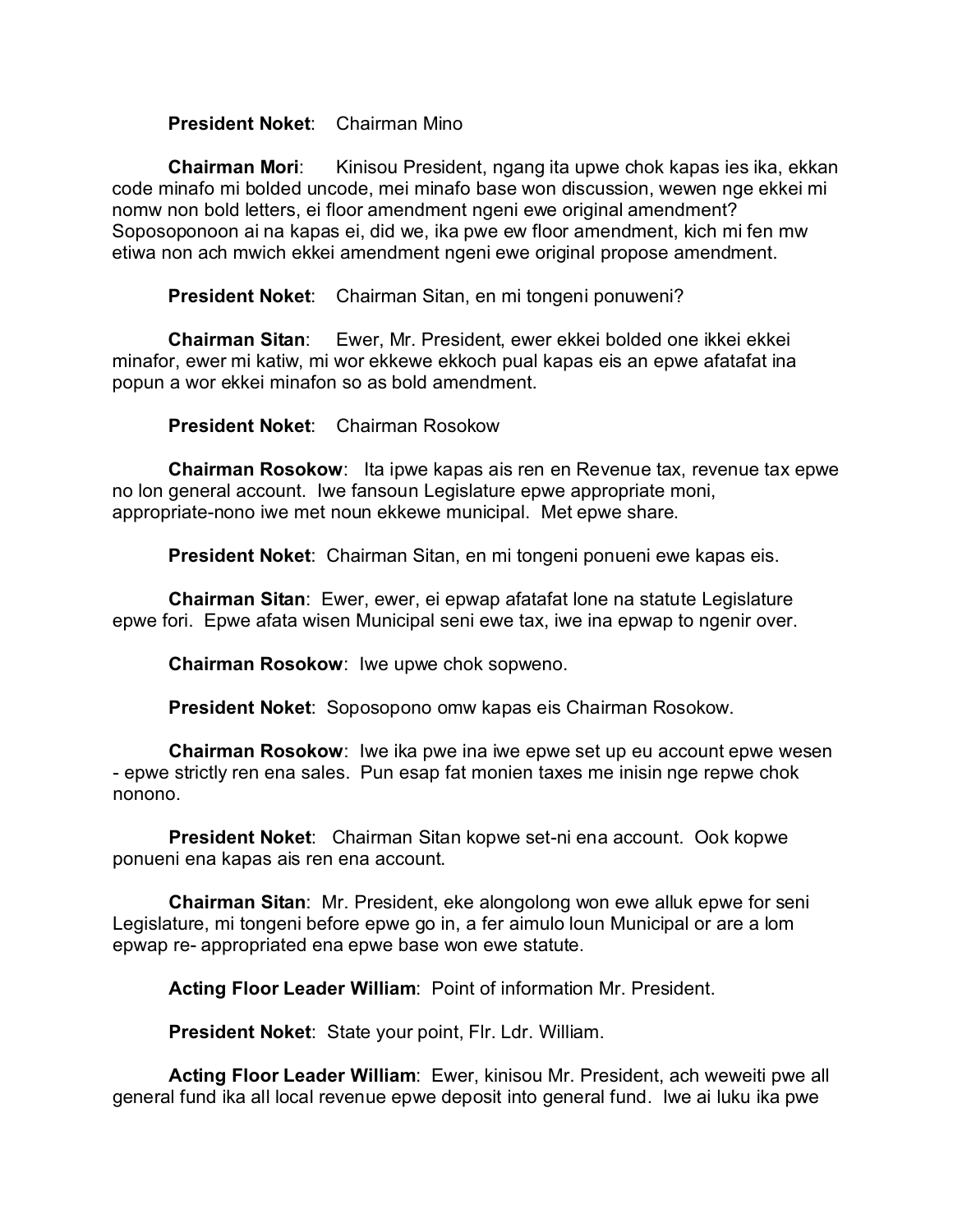**President Noket**: Chairman Mino

**Chairman Mori**: Kinisou President, ngang ita upwe chok kapas ies ika, ekkan code minafo mi bolded uncode, mei minafo base won discussion, wewen nge ekkei mi nomw non bold letters, ei floor amendment ngeni ewe original amendment? Soposoponoon ai na kapas ei, did we, ika pwe ew floor amendment, kich mi fen mw etiwa non ach mwich ekkei amendment ngeni ewe original propose amendment.

**President Noket**: Chairman Sitan, en mi tongeni ponuweni?

**Chairman Sitan**: Ewer, Mr. President, ewer ekkei bolded one ikkei ekkei minafor, ewer mi katiw, mi wor ekkewe ekkoch pual kapas eis an epwe afatafat ina popun a wor ekkei minafon so as bold amendment.

**President Noket**: Chairman Rosokow

**Chairman Rosokow**: Ita ipwe kapas ais ren en Revenue tax, revenue tax epwe no lon general account. Iwe fansoun Legislature epwe appropriate moni, appropriate-nono iwe met noun ekkewe municipal. Met epwe share.

**President Noket**: Chairman Sitan, en mi tongeni ponueni ewe kapas eis.

**Chairman Sitan**: Ewer, ewer, ei epwap afatafat lone na statute Legislature epwe fori. Epwe afata wisen Municipal seni ewe tax, iwe ina epwap to ngenir over.

**Chairman Rosokow**: Iwe upwe chok sopweno.

**President Noket**: Soposopono omw kapas eis Chairman Rosokow.

**Chairman Rosokow**: Iwe ika pwe ina iwe epwe set up eu account epwe wesen - epwe strictly ren ena sales. Pun esap fat monien taxes me inisin nge repwe chok nonono.

**President Noket**: Chairman Sitan kopwe set-ni ena account. Ook kopwe ponueni ena kapas ais ren ena account.

**Chairman Sitan**: Mr. President, eke alongolong won ewe alluk epwe for seni Legislature, mi tongeni before epwe go in, a fer aimulo loun Municipal or are a lom epwap re- appropriated ena epwe base won ewe statute.

**Acting Floor Leader William**: Point of information Mr. President.

**President Noket**: State your point, Flr. Ldr. William.

**Acting Floor Leader William**: Ewer, kinisou Mr. President, ach weweiti pwe all general fund ika all local revenue epwe deposit into general fund. Iwe ai luku ika pwe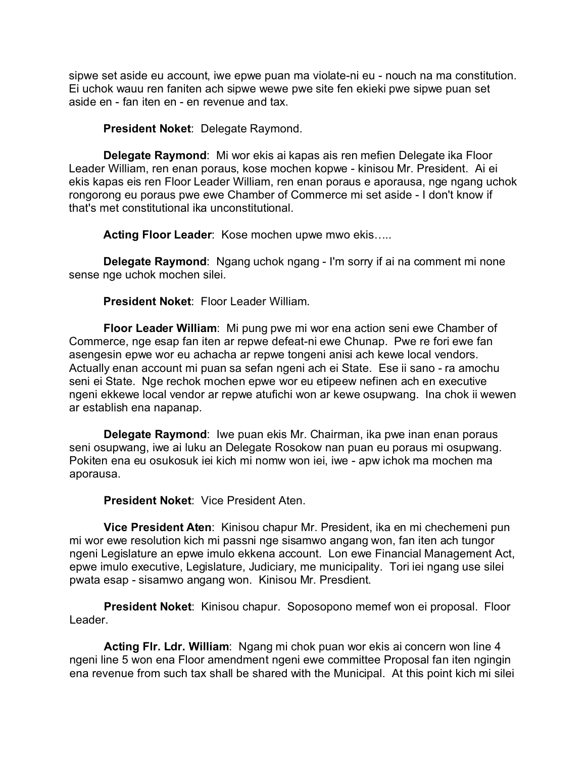sipwe set aside eu account, iwe epwe puan ma violate-ni eu - nouch na ma constitution. Ei uchok wauu ren faniten ach sipwe wewe pwe site fen ekieki pwe sipwe puan set aside en - fan iten en - en revenue and tax.

**President Noket**: Delegate Raymond.

**Delegate Raymond**: Mi wor ekis ai kapas ais ren mefien Delegate ika Floor Leader William, ren enan poraus, kose mochen kopwe - kinisou Mr. President. Ai ei ekis kapas eis ren Floor Leader William, ren enan poraus e aporausa, nge ngang uchok rongorong eu poraus pwe ewe Chamber of Commerce mi set aside - I don't know if that's met constitutional ika unconstitutional.

**Acting Floor Leader**: Kose mochen upwe mwo ekis…..

**Delegate Raymond**: Ngang uchok ngang - I'm sorry if ai na comment mi none sense nge uchok mochen silei.

**President Noket**: Floor Leader William.

**Floor Leader William**: Mi pung pwe mi wor ena action seni ewe Chamber of Commerce, nge esap fan iten ar repwe defeat-ni ewe Chunap. Pwe re fori ewe fan asengesin epwe wor eu achacha ar repwe tongeni anisi ach kewe local vendors. Actually enan account mi puan sa sefan ngeni ach ei State. Ese ii sano - ra amochu seni ei State. Nge rechok mochen epwe wor eu etipeew nefinen ach en executive ngeni ekkewe local vendor ar repwe atufichi won ar kewe osupwang. Ina chok ii wewen ar establish ena napanap.

**Delegate Raymond**: Iwe puan ekis Mr. Chairman, ika pwe inan enan poraus seni osupwang, iwe ai luku an Delegate Rosokow nan puan eu poraus mi osupwang. Pokiten ena eu osukosuk iei kich mi nomw won iei, iwe - apw ichok ma mochen ma aporausa.

**President Noket**: Vice President Aten.

**Vice President Aten**: Kinisou chapur Mr. President, ika en mi chechemeni pun mi wor ewe resolution kich mi passni nge sisamwo angang won, fan iten ach tungor ngeni Legislature an epwe imulo ekkena account. Lon ewe Financial Management Act, epwe imulo executive, Legislature, Judiciary, me municipality. Tori iei ngang use silei pwata esap - sisamwo angang won. Kinisou Mr. Presdient.

**President Noket**: Kinisou chapur. Soposopono memef won ei proposal. Floor Leader.

**Acting Flr. Ldr. William**: Ngang mi chok puan wor ekis ai concern won line 4 ngeni line 5 won ena Floor amendment ngeni ewe committee Proposal fan iten ngingin ena revenue from such tax shall be shared with the Municipal. At this point kich mi silei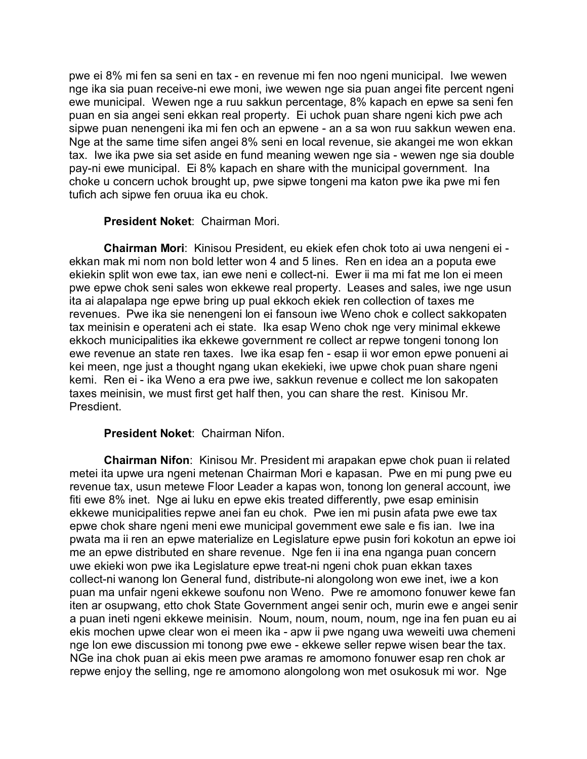pwe ei 8% mi fen sa seni en tax - en revenue mi fen noo ngeni municipal. Iwe wewen nge ika sia puan receive-ni ewe moni, iwe wewen nge sia puan angei fite percent ngeni ewe municipal. Wewen nge a ruu sakkun percentage, 8% kapach en epwe sa seni fen puan en sia angei seni ekkan real property. Ei uchok puan share ngeni kich pwe ach sipwe puan nenengeni ika mi fen och an epwene - an a sa won ruu sakkun wewen ena. Nge at the same time sifen angei 8% seni en local revenue, sie akangei me won ekkan tax. Iwe ika pwe sia set aside en fund meaning wewen nge sia - wewen nge sia double pay-ni ewe municipal. Ei 8% kapach en share with the municipal government. Ina choke u concern uchok brought up, pwe sipwe tongeni ma katon pwe ika pwe mi fen tufich ach sipwe fen oruua ika eu chok.

**President Noket**: Chairman Mori.

**Chairman Mori**: Kinisou President, eu ekiek efen chok toto ai uwa nengeni ei - ekkan mak mi nom non bold letter won 4 and 5 lines. Ren en idea an a poputa ewe ekiekin split won ewe tax, ian ewe neni e collect-ni. Ewer ii ma mi fat me lon ei meen pwe epwe chok seni sales won ekkewe real property. Leases and sales, iwe nge usun ita ai alapalapa nge epwe bring up pual ekkoch ekiek ren collection of taxes me revenues. Pwe ika sie nenengeni lon ei fansoun iwe Weno chok e collect sakkopaten tax meinisin e operateni ach ei state. Ika esap Weno chok nge very minimal ekkewe ekkoch municipalities ika ekkewe government re collect ar repwe tongeni tonong lon ewe revenue an state ren taxes. Iwe ika esap fen - esap ii wor emon epwe ponueni ai kei meen, nge just a thought ngang ukan ekekieki, iwe upwe chok puan share ngeni kemi. Ren ei - ika Weno a era pwe iwe, sakkun revenue e collect me lon sakopaten taxes meinisin, we must first get half then, you can share the rest. Kinisou Mr. Presdient.

**President Noket**: Chairman Nifon.

**Chairman Nifon**: Kinisou Mr. President mi arapakan epwe chok puan ii related metei ita upwe ura ngeni metenan Chairman Mori e kapasan. Pwe en mi pung pwe eu revenue tax, usun metewe Floor Leader a kapas won, tonong lon general account, iwe fiti ewe 8% inet. Nge ai luku en epwe ekis treated differently, pwe esap eminisin ekkewe municipalities repwe anei fan eu chok. Pwe ien mi pusin afata pwe ewe tax epwe chok share ngeni meni ewe municipal government ewe sale e fis ian. Iwe ina pwata ma ii ren an epwe materialize en Legislature epwe pusin fori kokotun an epwe ioi me an epwe distributed en share revenue. Nge fen ii ina ena nganga puan concern uwe ekieki won pwe ika Legislature epwe treat-ni ngeni chok puan ekkan taxes collect-ni wanong lon General fund, distribute-ni alongolong won ewe inet, iwe a kon puan ma unfair ngeni ekkewe soufonu non Weno. Pwe re amomono fonuwer kewe fan iten ar osupwang, etto chok State Government angei senir och, murin ewe e angei senir a puan ineti ngeni ekkewe meinisin. Noum, noum, noum, noum, nge ina fen puan eu ai ekis mochen upwe clear won ei meen ika - apw ii pwe ngang uwa weweiti uwa chemeni nge lon ewe discussion mi tonong pwe ewe - ekkewe seller repwe wisen bear the tax. NGe ina chok puan ai ekis meen pwe aramas re amomono fonuwer esap ren chok ar repwe enjoy the selling, nge re amomono alongolong won met osukosuk mi wor. Nge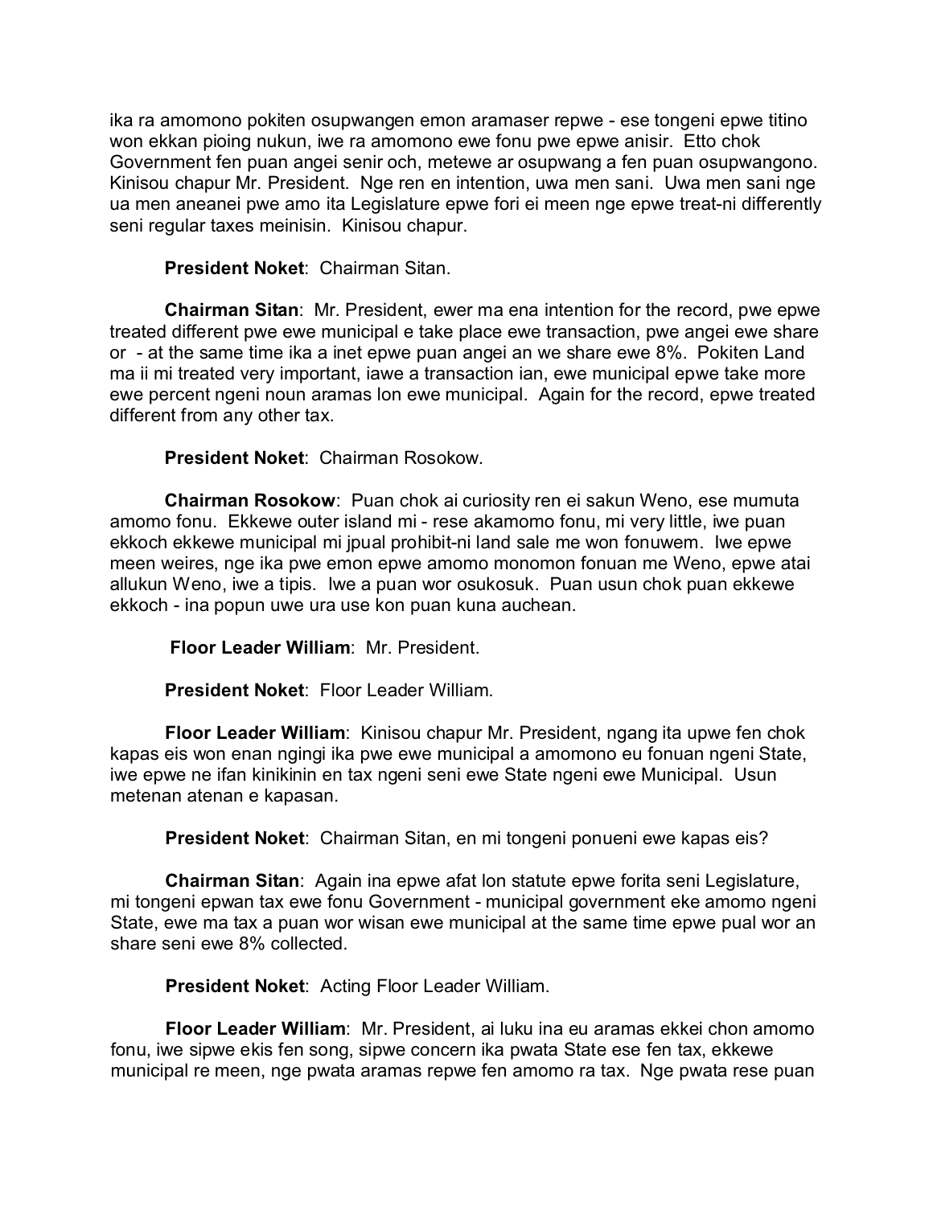ika ra amomono pokiten osupwangen emon aramaser repwe - ese tongeni epwe titino won ekkan pioing nukun, iwe ra amomono ewe fonu pwe epwe anisir. Etto chok Government fen puan angei senir och, metewe ar osupwang a fen puan osupwangono. Kinisou chapur Mr. President. Nge ren en intention, uwa men sani. Uwa men sani nge ua men aneanei pwe amo ita Legislature epwe fori ei meen nge epwe treat-ni differently seni regular taxes meinisin. Kinisou chapur.

**President Noket**: Chairman Sitan.

**Chairman Sitan**: Mr. President, ewer ma ena intention for the record, pwe epwe treated different pwe ewe municipal e take place ewe transaction, pwe angei ewe share or - at the same time ika a inet epwe puan angei an we share ewe 8%. Pokiten Land ma ii mi treated very important, iawe a transaction ian, ewe municipal epwe take more ewe percent ngeni noun aramas lon ewe municipal. Again for the record, epwe treated different from any other tax.

**President Noket**: Chairman Rosokow.

**Chairman Rosokow**: Puan chok ai curiosity ren ei sakun Weno, ese mumuta amomo fonu. Ekkewe outer island mi - rese akamomo fonu, mi very little, iwe puan ekkoch ekkewe municipal mi jpual prohibit-ni land sale me won fonuwem. Iwe epwe meen weires, nge ika pwe emon epwe amomo monomon fonuan me Weno, epwe atai allukun Weno, iwe a tipis. Iwe a puan wor osukosuk. Puan usun chok puan ekkewe ekkoch - ina popun uwe ura use kon puan kuna auchean.

**Floor Leader William**: Mr. President.

**President Noket**: Floor Leader William.

**Floor Leader William**: Kinisou chapur Mr. President, ngang ita upwe fen chok kapas eis won enan ngingi ika pwe ewe municipal a amomono eu fonuan ngeni State, iwe epwe ne ifan kinikinin en tax ngeni seni ewe State ngeni ewe Municipal. Usun metenan atenan e kapasan.

**President Noket**: Chairman Sitan, en mi tongeni ponueni ewe kapas eis?

**Chairman Sitan**: Again ina epwe afat lon statute epwe forita seni Legislature, mi tongeni epwan tax ewe fonu Government - municipal government eke amomo ngeni State, ewe ma tax a puan wor wisan ewe municipal at the same time epwe pual wor an share seni ewe 8% collected.

**President Noket**: Acting Floor Leader William.

**Floor Leader William**: Mr. President, ai luku ina eu aramas ekkei chon amomo fonu, iwe sipwe ekis fen song, sipwe concern ika pwata State ese fen tax, ekkewe municipal re meen, nge pwata aramas repwe fen amomo ra tax. Nge pwata rese puan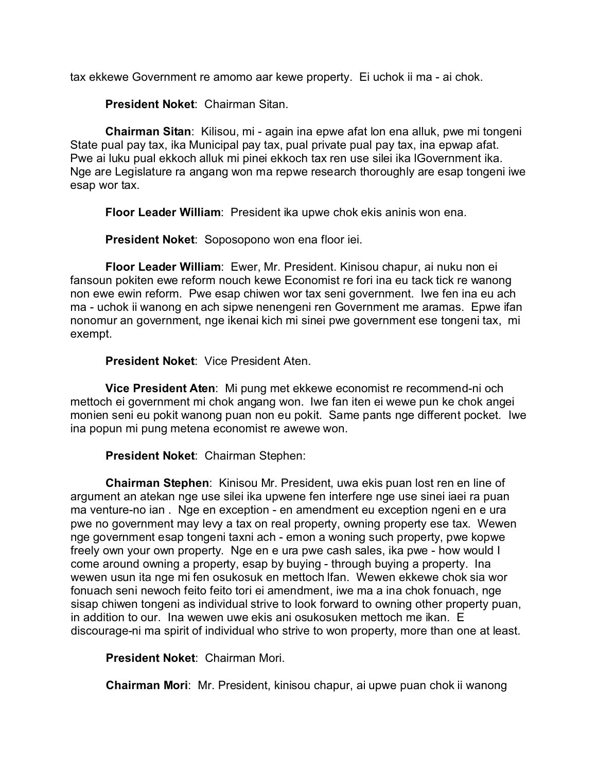tax ekkewe Government re amomo aar kewe property. Ei uchok ii ma - ai chok.

**President Noket**: Chairman Sitan.

**Chairman Sitan**: Kilisou, mi - again ina epwe afat lon ena alluk, pwe mi tongeni State pual pay tax, ika Municipal pay tax, pual private pual pay tax, ina epwap afat. Pwe ai luku pual ekkoch alluk mi pinei ekkoch tax ren use silei ika lGovernment ika. Nge are Legislature ra angang won ma repwe research thoroughly are esap tongeni iwe esap wor tax.

**Floor Leader William**: President ika upwe chok ekis aninis won ena.

**President Noket**: Soposopono won ena floor iei.

**Floor Leader William**: Ewer, Mr. President. Kinisou chapur, ai nuku non ei fansoun pokiten ewe reform nouch kewe Economist re fori ina eu tack tick re wanong non ewe ewin reform. Pwe esap chiwen wor tax seni government. Iwe fen ina eu ach ma - uchok ii wanong en ach sipwe nenengeni ren Government me aramas. Epwe ifan nonomur an government, nge ikenai kich mi sinei pwe government ese tongeni tax, mi exempt.

**President Noket**: Vice President Aten.

**Vice President Aten**: Mi pung met ekkewe economist re recommend-ni och mettoch ei government mi chok angang won. Iwe fan iten ei wewe pun ke chok angei monien seni eu pokit wanong puan non eu pokit. Same pants nge different pocket. Iwe ina popun mi pung metena economist re awewe won.

**President Noket**: Chairman Stephen:

**Chairman Stephen**: Kinisou Mr. President, uwa ekis puan lost ren en line of argument an atekan nge use silei ika upwene fen interfere nge use sinei iaei ra puan ma venture-no ian . Nge en exception - en amendment eu exception ngeni en e ura pwe no government may levy a tax on real property, owning property ese tax. Wewen nge government esap tongeni taxni ach - emon a woning such property, pwe kopwe freely own your own property. Nge en e ura pwe cash sales, ika pwe - how would I come around owning a property, esap by buying - through buying a property. Ina wewen usun ita nge mi fen osukosuk en mettoch lfan. Wewen ekkewe chok sia wor fonuach seni newoch feito feito tori ei amendment, iwe ma a ina chok fonuach, nge sisap chiwen tongeni as individual strive to look forward to owning other property puan, in addition to our. Ina wewen uwe ekis ani osukosuken mettoch me ikan. E discourage-ni ma spirit of individual who strive to won property, more than one at least.

**President Noket**: Chairman Mori.

**Chairman Mori**: Mr. President, kinisou chapur, ai upwe puan chok ii wanong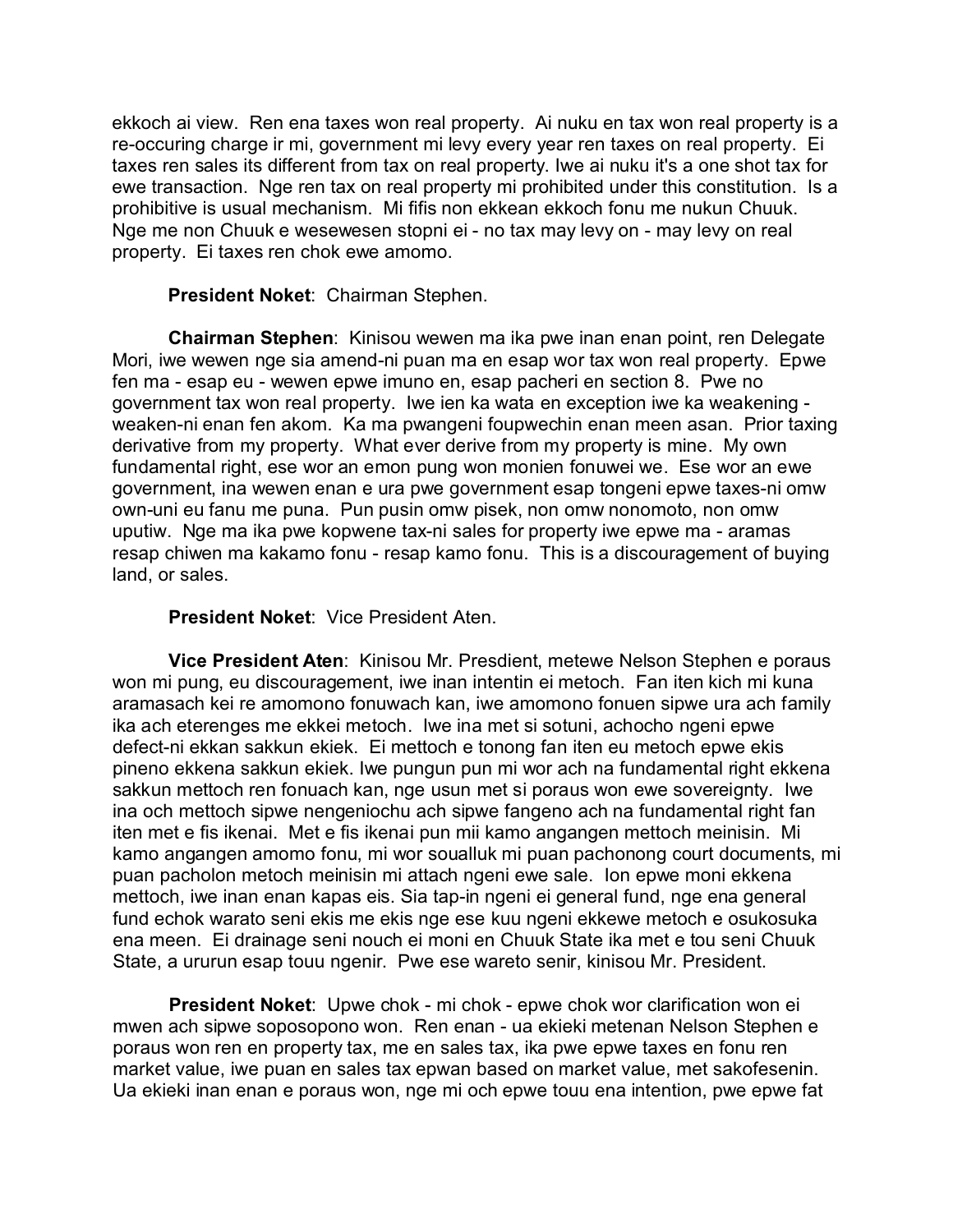ekkoch ai view. Ren ena taxes won real property. Ai nuku en tax won real property is a re-occuring charge ir mi, government mi levy every year ren taxes on real property. Ei taxes ren sales its different from tax on real property. Iwe ai nuku it's a one shot tax for ewe transaction. Nge ren tax on real property mi prohibited under this constitution. Is a prohibitive is usual mechanism. Mi fifis non ekkean ekkoch fonu me nukun Chuuk. Nge me non Chuuk e wesewesen stopni ei - no tax may levy on - may levy on real property. Ei taxes ren chok ewe amomo.

**President Noket**: Chairman Stephen.

**Chairman Stephen**: Kinisou wewen ma ika pwe inan enan point, ren Delegate Mori, iwe wewen nge sia amend-ni puan ma en esap wor tax won real property. Epwe fen ma - esap eu - wewen epwe imuno en, esap pacheri en section 8. Pwe no government tax won real property. Iwe ien ka wata en exception iwe ka weakening - weaken-ni enan fen akom. Ka ma pwangeni foupwechin enan meen asan. Prior taxing derivative from my property. What ever derive from my property is mine. My own fundamental right, ese wor an emon pung won monien fonuwei we. Ese wor an ewe government, ina wewen enan e ura pwe government esap tongeni epwe taxes-ni omw own-uni eu fanu me puna. Pun pusin omw pisek, non omw nonomoto, non omw uputiw. Nge ma ika pwe kopwene tax-ni sales for property iwe epwe ma - aramas resap chiwen ma kakamo fonu - resap kamo fonu. This is a discouragement of buying land, or sales.

**President Noket**: Vice President Aten.

**Vice President Aten**: Kinisou Mr. Presdient, metewe Nelson Stephen e poraus won mi pung, eu discouragement, iwe inan intentin ei metoch. Fan iten kich mi kuna aramasach kei re amomono fonuwach kan, iwe amomono fonuen sipwe ura ach family ika ach eterenges me ekkei metoch. Iwe ina met si sotuni, achocho ngeni epwe defect-ni ekkan sakkun ekiek. Ei mettoch e tonong fan iten eu metoch epwe ekis pineno ekkena sakkun ekiek. Iwe pungun pun mi wor ach na fundamental right ekkena sakkun mettoch ren fonuach kan, nge usun met si poraus won ewe sovereignty. Iwe ina och mettoch sipwe nengeniochu ach sipwe fangeno ach na fundamental right fan iten met e fis ikenai. Met e fis ikenai pun mii kamo angangen mettoch meinisin. Mi kamo angangen amomo fonu, mi wor soualluk mi puan pachonong court documents, mi puan pacholon metoch meinisin mi attach ngeni ewe sale. Ion epwe moni ekkena mettoch, iwe inan enan kapas eis. Sia tap-in ngeni ei general fund, nge ena general fund echok warato seni ekis me ekis nge ese kuu ngeni ekkewe metoch e osukosuka ena meen. Ei drainage seni nouch ei moni en Chuuk State ika met e tou seni Chuuk State, a ururun esap touu ngenir. Pwe ese wareto senir, kinisou Mr. President.

**President Noket**: Upwe chok - mi chok - epwe chok wor clarification won ei mwen ach sipwe soposopono won. Ren enan - ua ekieki metenan Nelson Stephen e poraus won ren en property tax, me en sales tax, ika pwe epwe taxes en fonu ren market value, iwe puan en sales tax epwan based on market value, met sakofesenin. Ua ekieki inan enan e poraus won, nge mi och epwe touu ena intention, pwe epwe fat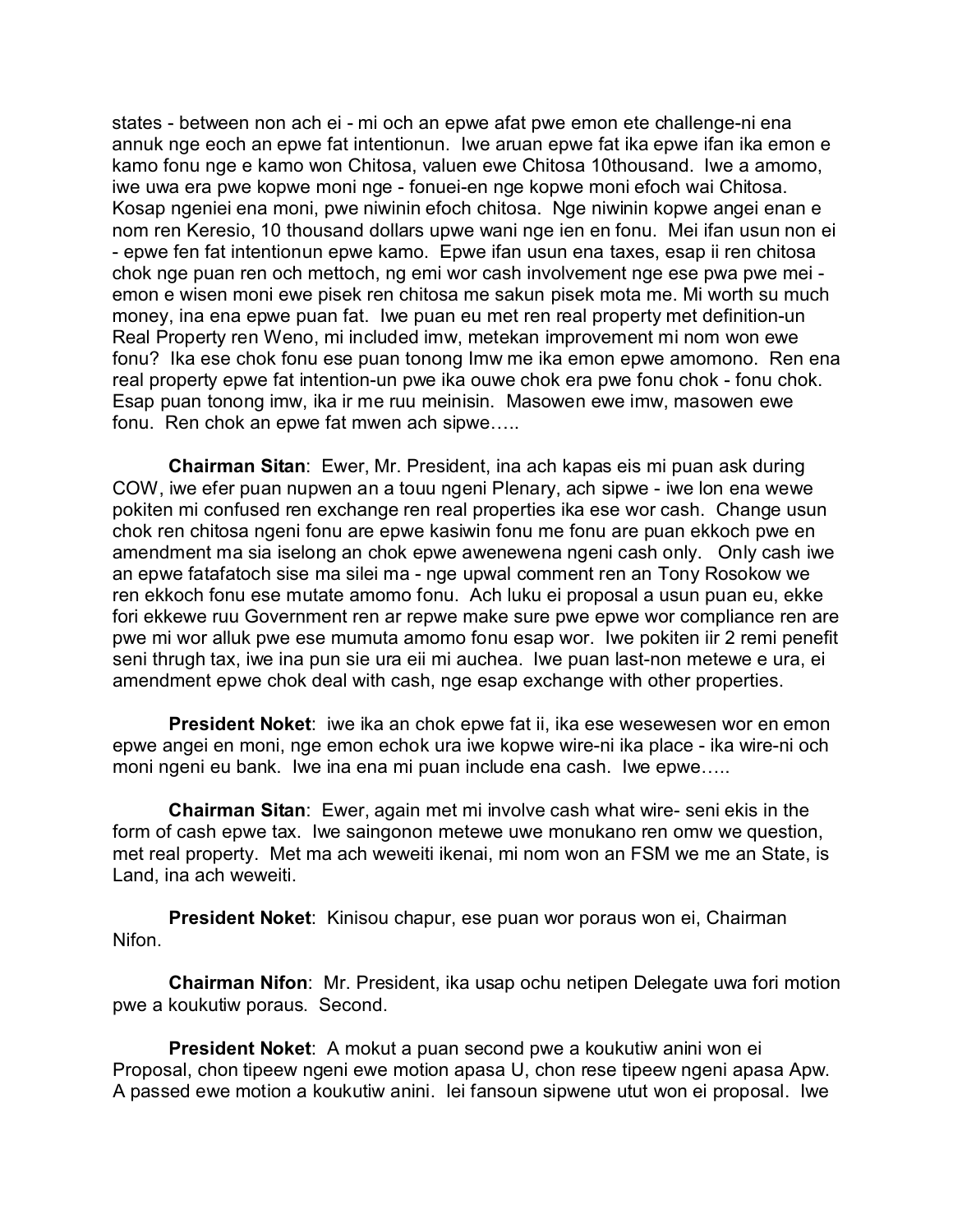states - between non ach ei - mi och an epwe afat pwe emon ete challenge-ni ena annuk nge eoch an epwe fat intentionun. Iwe aruan epwe fat ika epwe ifan ika emon e kamo fonu nge e kamo won Chitosa, valuen ewe Chitosa 10thousand. Iwe a amomo, iwe uwa era pwe kopwe moni nge - fonuei-en nge kopwe moni efoch wai Chitosa. Kosap ngeniei ena moni, pwe niwinin efoch chitosa. Nge niwinin kopwe angei enan e nom ren Keresio, 10 thousand dollars upwe wani nge ien en fonu. Mei ifan usun non ei - epwe fen fat intentionun epwe kamo. Epwe ifan usun ena taxes, esap ii ren chitosa chok nge puan ren och mettoch, ng emi wor cash involvement nge ese pwa pwe mei - emon e wisen moni ewe pisek ren chitosa me sakun pisek mota me. Mi worth su much money, ina ena epwe puan fat. Iwe puan eu met ren real property met definition-un Real Property ren Weno, mi included imw, metekan improvement mi nom won ewe fonu? Ika ese chok fonu ese puan tonong Imw me ika emon epwe amomono. Ren ena real property epwe fat intention-un pwe ika ouwe chok era pwe fonu chok - fonu chok. Esap puan tonong imw, ika ir me ruu meinisin. Masowen ewe imw, masowen ewe fonu. Ren chok an epwe fat mwen ach sipwe…..

**Chairman Sitan**: Ewer, Mr. President, ina ach kapas eis mi puan ask during COW, iwe efer puan nupwen an a touu ngeni Plenary, ach sipwe - iwe lon ena wewe pokiten mi confused ren exchange ren real properties ika ese wor cash. Change usun chok ren chitosa ngeni fonu are epwe kasiwin fonu me fonu are puan ekkoch pwe en amendment ma sia iselong an chok epwe awenewena ngeni cash only. Only cash iwe an epwe fatafatoch sise ma silei ma - nge upwal comment ren an Tony Rosokow we ren ekkoch fonu ese mutate amomo fonu. Ach luku ei proposal a usun puan eu, ekke fori ekkewe ruu Government ren ar repwe make sure pwe epwe wor compliance ren are pwe mi wor alluk pwe ese mumuta amomo fonu esap wor. Iwe pokiten iir 2 remi penefit seni thrugh tax, iwe ina pun sie ura eii mi auchea. Iwe puan last-non metewe e ura, ei amendment epwe chok deal with cash, nge esap exchange with other properties.

**President Noket**: iwe ika an chok epwe fat ii, ika ese wesewesen wor en emon epwe angei en moni, nge emon echok ura iwe kopwe wire-ni ika place - ika wire-ni och moni ngeni eu bank. Iwe ina ena mi puan include ena cash. Iwe epwe…..

**Chairman Sitan**: Ewer, again met mi involve cash what wire- seni ekis in the form of cash epwe tax. Iwe saingonon metewe uwe monukano ren omw we question, met real property. Met ma ach weweiti ikenai, mi nom won an FSM we me an State, is Land, ina ach weweiti.

**President Noket**: Kinisou chapur, ese puan wor poraus won ei, Chairman Nifon.

**Chairman Nifon**: Mr. President, ika usap ochu netipen Delegate uwa fori motion pwe a koukutiw poraus. Second.

**President Noket**: A mokut a puan second pwe a koukutiw anini won ei Proposal, chon tipeew ngeni ewe motion apasa U, chon rese tipeew ngeni apasa Apw. A passed ewe motion a koukutiw anini. Iei fansoun sipwene utut won ei proposal. Iwe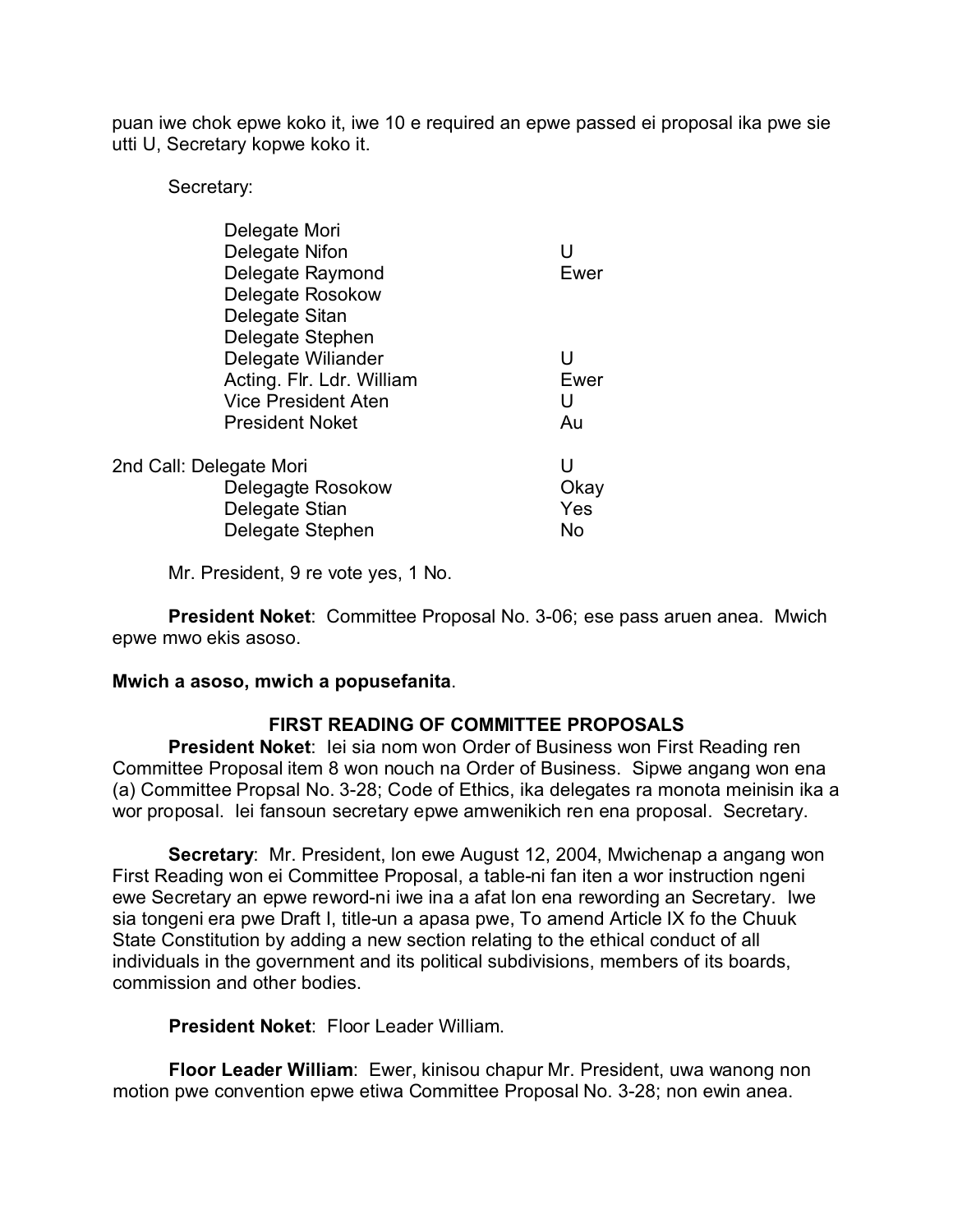puan iwe chok epwe koko it, iwe 10 e required an epwe passed ei proposal ika pwe sie utti U, Secretary kopwe koko it.

Secretary:

| | |
|---|---|
| Delegate Mori | |
| Delegate Nifon | U |
| Delegate Raymond | Ewer |
| Delegate Rosokow | |
| Delegate Sitan | |
| Delegate Stephen | |
| Delegate Wiliander | U |
| Acting. Flr. Ldr. William | Ewer |
| Vice President Aten | U |
| President Noket | Au |

| | |
|---|---|
| 2nd Call: Delegate Mori | U |
| Delegagte Rosokow | Okay |
| Delegate Stian | Yes |
| Delegate Stephen | No |

Mr. President, 9 re vote yes, 1 No.

**President Noket**: Committee Proposal No. 3-06; ese pass aruen anea. Mwich epwe mwo ekis asoso.

**Mwich a asoso, mwich a popusefanita**.

## FIRST READING OF COMMITTEE PROPOSALS

**President Noket**: Iei sia nom won Order of Business won First Reading ren Committee Proposal item 8 won nouch na Order of Business. Sipwe angang won ena (a) Committee Propsal No. 3-28; Code of Ethics, ika delegates ra monota meinisin ika a wor proposal. Iei fansoun secretary epwe amwenikich ren ena proposal. Secretary.

**Secretary**: Mr. President, lon ewe August 12, 2004, Mwichenap a angang won First Reading won ei Committee Proposal, a table-ni fan iten a wor instruction ngeni ewe Secretary an epwe reword-ni iwe ina a afat lon ena rewording an Secretary. Iwe sia tongeni era pwe Draft I, title-un a apasa pwe, To amend Article IX fo the Chuuk State Constitution by adding a new section relating to the ethical conduct of all individuals in the government and its political subdivisions, members of its boards, commission and other bodies.

**President Noket**: Floor Leader William.

**Floor Leader William**: Ewer, kinisou chapur Mr. President, uwa wanong non motion pwe convention epwe etiwa Committee Proposal No. 3-28; non ewin anea.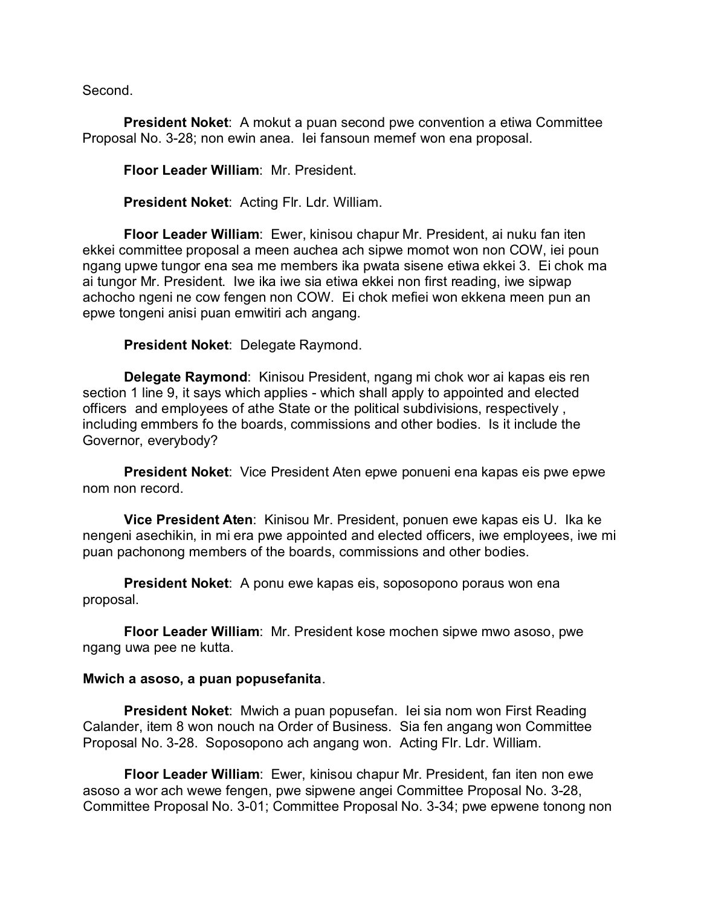Second.

**President Noket**: A mokut a puan second pwe convention a etiwa Committee Proposal No. 3-28; non ewin anea. Iei fansoun memef won ena proposal.

**Floor Leader William**: Mr. President.

**President Noket**: Acting Flr. Ldr. William.

**Floor Leader William**: Ewer, kinisou chapur Mr. President, ai nuku fan iten ekkei committee proposal a meen auchea ach sipwe momot won non COW, iei poun ngang upwe tungor ena sea me members ika pwata sisene etiwa ekkei 3. Ei chok ma ai tungor Mr. President. Iwe ika iwe sia etiwa ekkei non first reading, iwe sipwap achocho ngeni ne cow fengen non COW. Ei chok mefiei won ekkena meen pun an epwe tongeni anisi puan emwitiri ach angang.

**President Noket**: Delegate Raymond.

**Delegate Raymond**: Kinisou President, ngang mi chok wor ai kapas eis ren section 1 line 9, it says which applies - which shall apply to appointed and elected officers and employees of athe State or the political subdivisions, respectively , including emmbers fo the boards, commissions and other bodies. Is it include the Governor, everybody?

**President Noket**: Vice President Aten epwe ponueni ena kapas eis pwe epwe nom non record.

**Vice President Aten**: Kinisou Mr. President, ponuen ewe kapas eis U. Ika ke nengeni asechikin, in mi era pwe appointed and elected officers, iwe employees, iwe mi puan pachonong members of the boards, commissions and other bodies.

**President Noket**: A ponu ewe kapas eis, soposopono poraus won ena proposal.

**Floor Leader William**: Mr. President kose mochen sipwe mwo asoso, pwe ngang uwa pee ne kutta.

**Mwich a asoso, a puan popusefanita**.

**President Noket**: Mwich a puan popusefan. Iei sia nom won First Reading Calander, item 8 won nouch na Order of Business. Sia fen angang won Committee Proposal No. 3-28. Soposopono ach angang won. Acting Flr. Ldr. William.

**Floor Leader William**: Ewer, kinisou chapur Mr. President, fan iten non ewe asoso a wor ach wewe fengen, pwe sipwene angei Committee Proposal No. 3-28, Committee Proposal No. 3-01; Committee Proposal No. 3-34; pwe epwene tonong non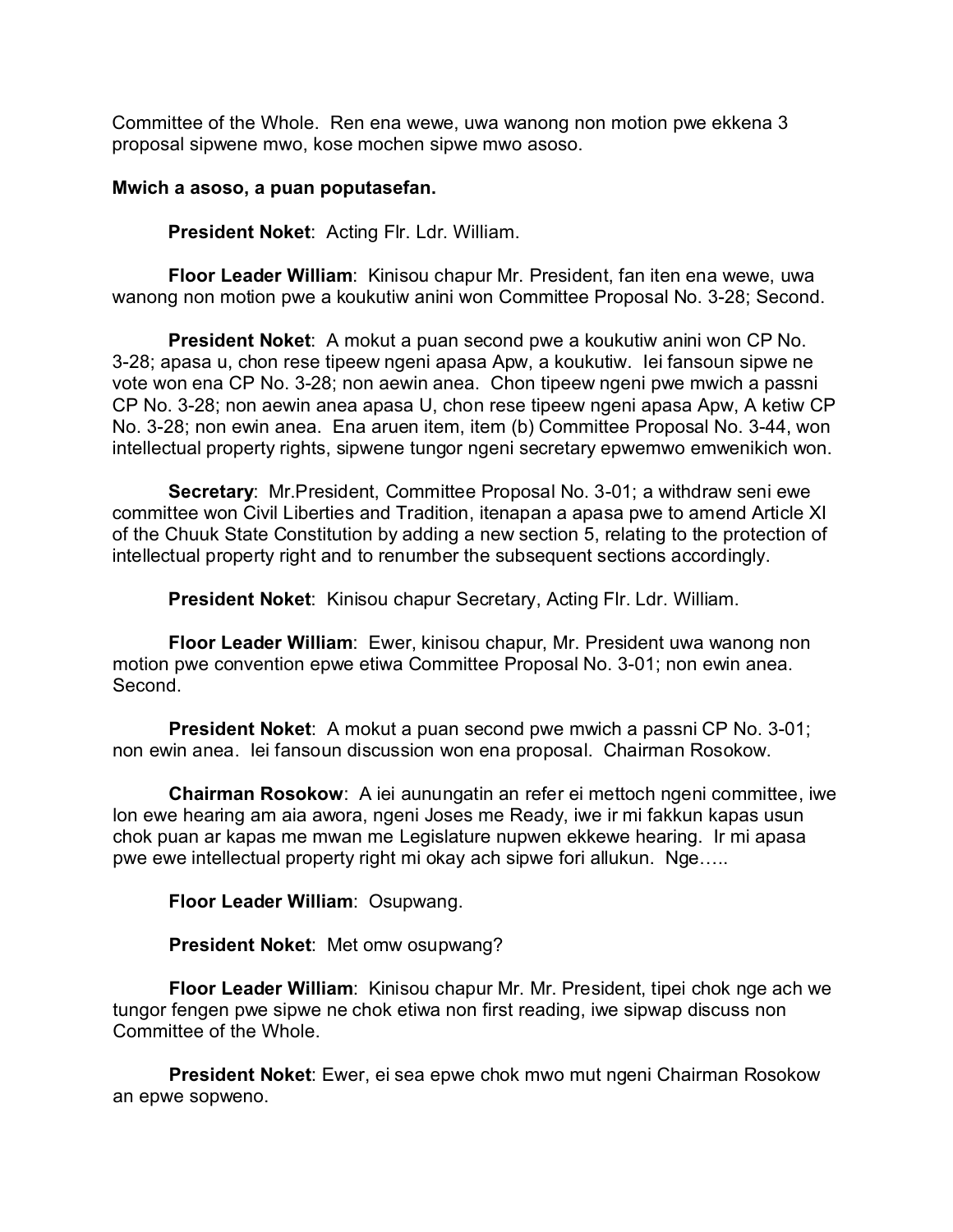Committee of the Whole. Ren ena wewe, uwa wanong non motion pwe ekkena 3 proposal sipwene mwo, kose mochen sipwe mwo asoso.

**Mwich a asoso, a puan poputasefan.**

**President Noket**: Acting Flr. Ldr. William.

**Floor Leader William**: Kinisou chapur Mr. President, fan iten ena wewe, uwa wanong non motion pwe a koukutiw anini won Committee Proposal No. 3-28; Second.

**President Noket**: A mokut a puan second pwe a koukutiw anini won CP No. 3-28; apasa u, chon rese tipeew ngeni apasa Apw, a koukutiw. Iei fansoun sipwe ne vote won ena CP No. 3-28; non aewin anea. Chon tipeew ngeni pwe mwich a passni CP No. 3-28; non aewin anea apasa U, chon rese tipeew ngeni apasa Apw, A ketiw CP No. 3-28; non ewin anea. Ena aruen item, item (b) Committee Proposal No. 3-44, won intellectual property rights, sipwene tungor ngeni secretary epwemwo emwenikich won.

**Secretary**: Mr.President, Committee Proposal No. 3-01; a withdraw seni ewe committee won Civil Liberties and Tradition, itenapan a apasa pwe to amend Article XI of the Chuuk State Constitution by adding a new section 5, relating to the protection of intellectual property right and to renumber the subsequent sections accordingly.

**President Noket**: Kinisou chapur Secretary, Acting Flr. Ldr. William.

**Floor Leader William**: Ewer, kinisou chapur, Mr. President uwa wanong non motion pwe convention epwe etiwa Committee Proposal No. 3-01; non ewin anea. Second.

**President Noket**: A mokut a puan second pwe mwich a passni CP No. 3-01; non ewin anea. Iei fansoun discussion won ena proposal. Chairman Rosokow.

**Chairman Rosokow**: A iei aunungatin an refer ei mettoch ngeni committee, iwe lon ewe hearing am aia awora, ngeni Joses me Ready, iwe ir mi fakkun kapas usun chok puan ar kapas me mwan me Legislature nupwen ekkewe hearing. Ir mi apasa pwe ewe intellectual property right mi okay ach sipwe fori allukun. Nge…..

**Floor Leader William**: Osupwang.

**President Noket**: Met omw osupwang?

**Floor Leader William**: Kinisou chapur Mr. Mr. President, tipei chok nge ach we tungor fengen pwe sipwe ne chok etiwa non first reading, iwe sipwap discuss non Committee of the Whole.

**President Noket**: Ewer, ei sea epwe chok mwo mut ngeni Chairman Rosokow an epwe sopweno.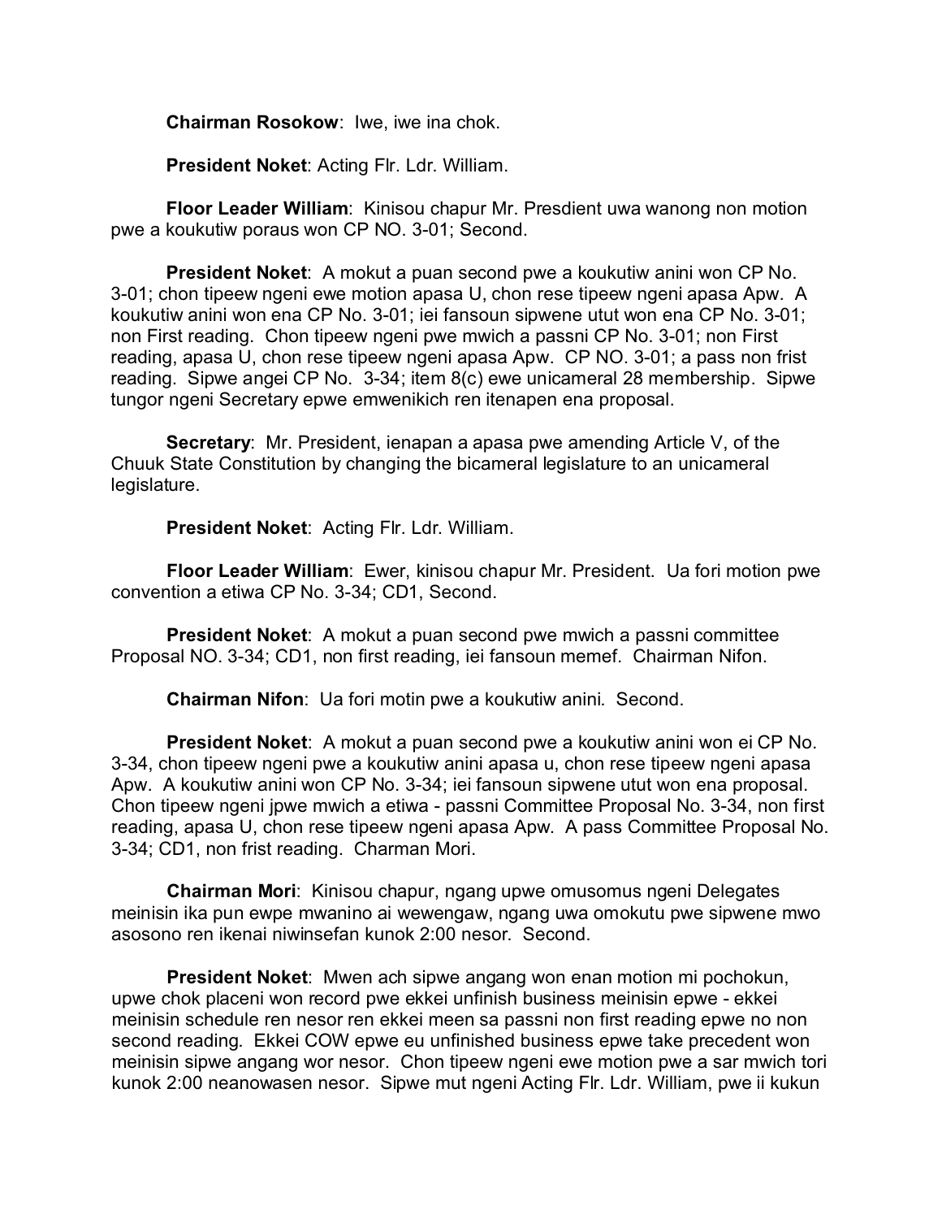**Chairman Rosokow**: Iwe, iwe ina chok.

**President Noket**: Acting Flr. Ldr. William.

**Floor Leader William**: Kinisou chapur Mr. Presdient uwa wanong non motion pwe a koukutiw poraus won CP NO. 3-01; Second.

**President Noket**: A mokut a puan second pwe a koukutiw anini won CP No. 3-01; chon tipeew ngeni ewe motion apasa U, chon rese tipeew ngeni apasa Apw. A koukutiw anini won ena CP No. 3-01; iei fansoun sipwene utut won ena CP No. 3-01; non First reading. Chon tipeew ngeni pwe mwich a passni CP No. 3-01; non First reading, apasa U, chon rese tipeew ngeni apasa Apw. CP NO. 3-01; a pass non frist reading. Sipwe angei CP No. 3-34; item 8(c) ewe unicameral 28 membership. Sipwe tungor ngeni Secretary epwe emwenikich ren itenapen ena proposal.

**Secretary**: Mr. President, ienapan a apasa pwe amending Article V, of the Chuuk State Constitution by changing the bicameral legislature to an unicameral legislature.

**President Noket**: Acting Flr. Ldr. William.

**Floor Leader William**: Ewer, kinisou chapur Mr. President. Ua fori motion pwe convention a etiwa CP No. 3-34; CD1, Second.

**President Noket**: A mokut a puan second pwe mwich a passni committee Proposal NO. 3-34; CD1, non first reading, iei fansoun memef. Chairman Nifon.

**Chairman Nifon**: Ua fori motin pwe a koukutiw anini. Second.

**President Noket**: A mokut a puan second pwe a koukutiw anini won ei CP No. 3-34, chon tipeew ngeni pwe a koukutiw anini apasa u, chon rese tipeew ngeni apasa Apw. A koukutiw anini won CP No. 3-34; iei fansoun sipwene utut won ena proposal. Chon tipeew ngeni jpwe mwich a etiwa - passni Committee Proposal No. 3-34, non first reading, apasa U, chon rese tipeew ngeni apasa Apw. A pass Committee Proposal No. 3-34; CD1, non frist reading. Charman Mori.

**Chairman Mori**: Kinisou chapur, ngang upwe omusomus ngeni Delegates meinisin ika pun ewpe mwanino ai wewengaw, ngang uwa omokutu pwe sipwene mwo asosono ren ikenai niwinsefan kunok 2:00 nesor. Second.

**President Noket**: Mwen ach sipwe angang won enan motion mi pochokun, upwe chok placeni won record pwe ekkei unfinish business meinisin epwe - ekkei meinisin schedule ren nesor ren ekkei meen sa passni non first reading epwe no non second reading. Ekkei COW epwe eu unfinished business epwe take precedent won meinisin sipwe angang wor nesor. Chon tipeew ngeni ewe motion pwe a sar mwich tori kunok 2:00 neanowasen nesor. Sipwe mut ngeni Acting Flr. Ldr. William, pwe ii kukun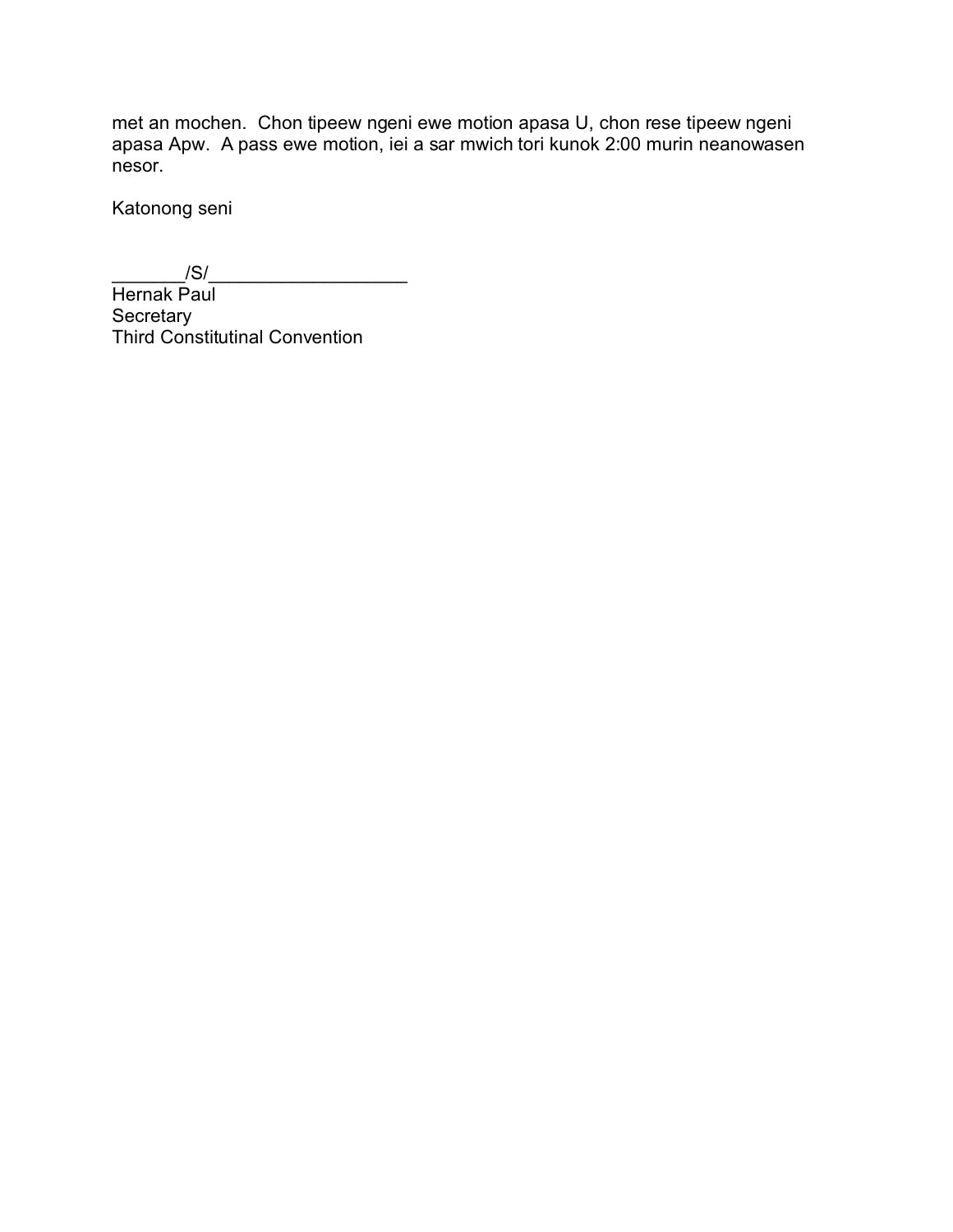met an mochen. Chon tipeew ngeni ewe motion apasa U, chon rese tipeew ngeni apasa Apw. A pass ewe motion, iei a sar mwich tori kunok 2:00 murin neanowasen nesor.

Katonong seni

_______/S/__________________
Hernak Paul
Secretary
Third Constitutinal Convention